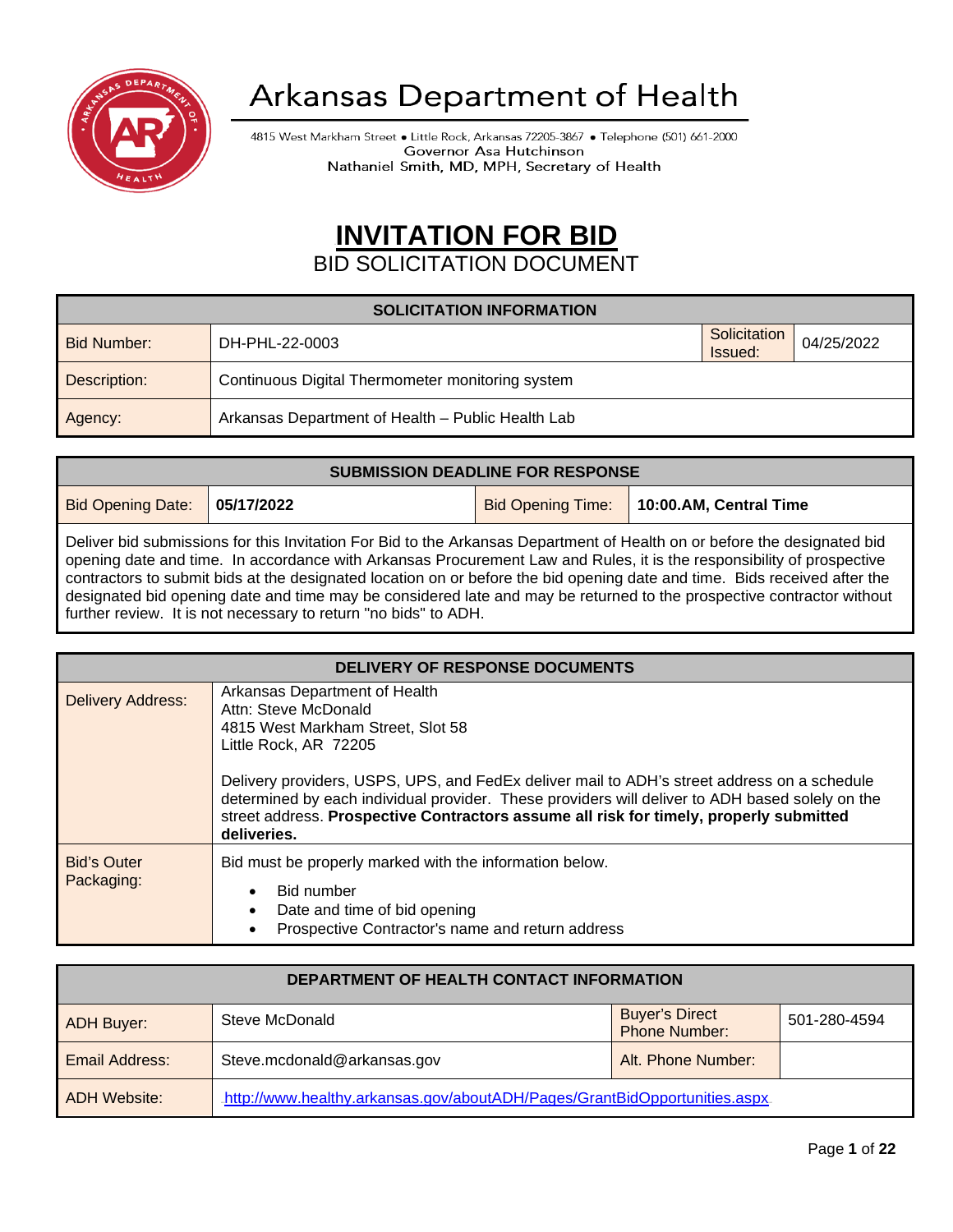# Arkansas Department of Health

4815 West Markham Street • Little Rock, Arkansas 72205-3867 • Telephone (501) 661-2000
Governor Asa Hutchinson
Nathaniel Smith, MD, MPH, Secretary of Health

# INVITATION FOR BID

## BID SOLICITATION DOCUMENT

| SOLICITATION INFORMATION | | | |
|---|---|---|---|
| Bid Number: | DH-PHL-22-0003 | Solicitation Issued: | 04/25/2022 |
| Description: | Continuous Digital Thermometer monitoring system | | |
| Agency: | Arkansas Department of Health – Public Health Lab | | |

| SUBMISSION DEADLINE FOR RESPONSE | | | |
|---|---|---|---|
| Bid Opening Date: | **05/17/2022** | Bid Opening Time: | **10:00.AM, Central Time** |
| Deliver bid submissions for this Invitation For Bid to the Arkansas Department of Health on or before the designated bid opening date and time. In accordance with Arkansas Procurement Law and Rules, it is the responsibility of prospective contractors to submit bids at the designated location on or before the bid opening date and time. Bids received after the designated bid opening date and time may be considered late and may be returned to the prospective contractor without further review. It is not necessary to return "no bids" to ADH. | | | |

| DELIVERY OF RESPONSE DOCUMENTS | |
|---|---|
| Delivery Address: | Arkansas Department of Health<br>Attn: Steve McDonald<br>4815 West Markham Street, Slot 58<br>Little Rock, AR 72205<br><br>Delivery providers, USPS, UPS, and FedEx deliver mail to ADH's street address on a schedule determined by each individual provider. These providers will deliver to ADH based solely on the street address. **Prospective Contractors assume all risk for timely, properly submitted deliveries.** |
| Bid's Outer Packaging: | Bid must be properly marked with the information below.<br>• Bid number<br>• Date and time of bid opening<br>• Prospective Contractor's name and return address |

| DEPARTMENT OF HEALTH CONTACT INFORMATION | | | |
|---|---|---|---|
| ADH Buyer: | Steve McDonald | Buyer's Direct Phone Number: | 501-280-4594 |
| Email Address: | Steve.mcdonald@arkansas.gov | Alt. Phone Number: | |
| ADH Website: | http://www.healthy.arkansas.gov/aboutADH/Pages/GrantBidOpportunities.aspx | | |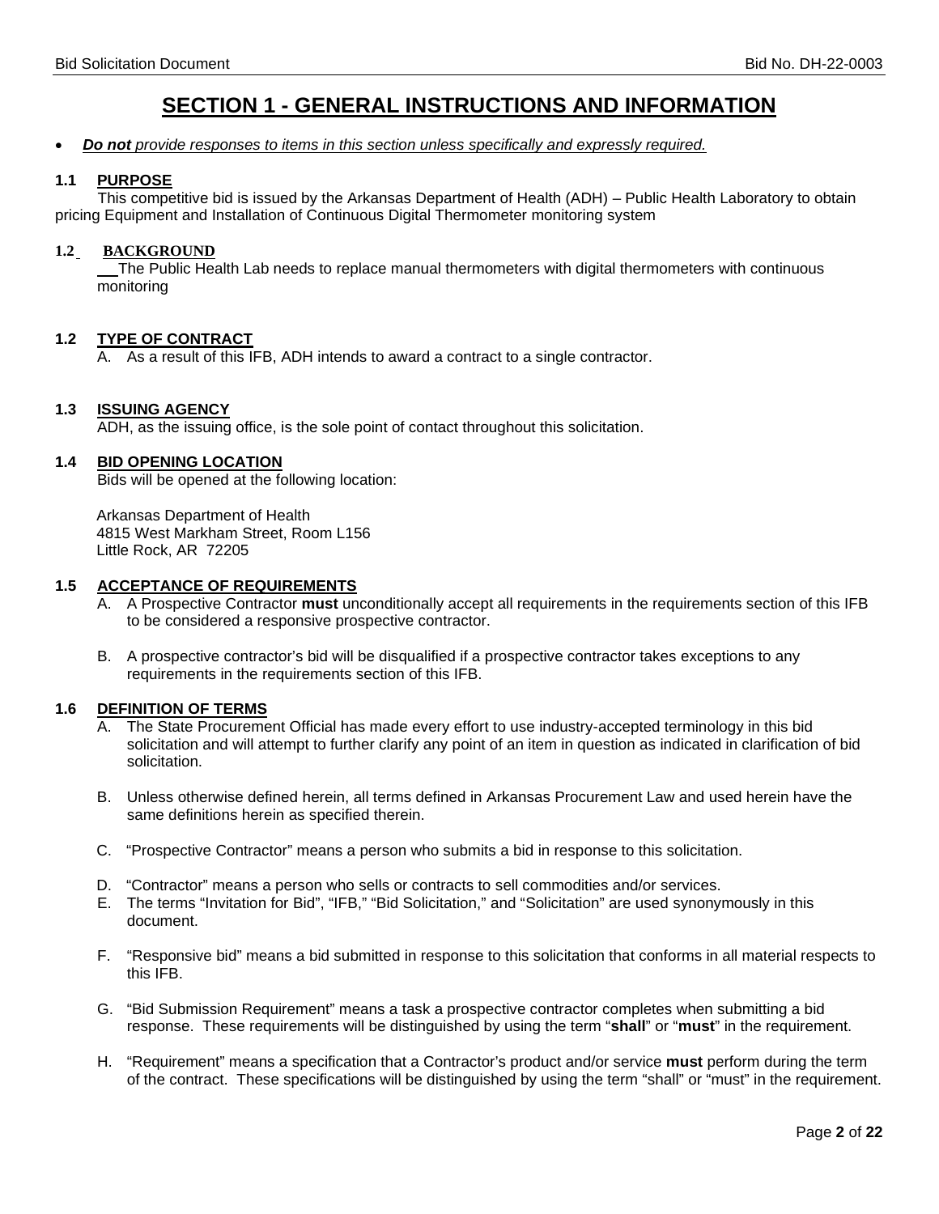# SECTION 1 - GENERAL INSTRUCTIONS AND INFORMATION

- ***Do not** provide responses to items in this section unless specifically and expressly required.*

### 1.1 PURPOSE

This competitive bid is issued by the Arkansas Department of Health (ADH) – Public Health Laboratory to obtain pricing Equipment and Installation of Continuous Digital Thermometer monitoring system

### 1.2 BACKGROUND

The Public Health Lab needs to replace manual thermometers with digital thermometers with continuous monitoring

### 1.2 TYPE OF CONTRACT

A. As a result of this IFB, ADH intends to award a contract to a single contractor.

### 1.3 ISSUING AGENCY

ADH, as the issuing office, is the sole point of contact throughout this solicitation.

### 1.4 BID OPENING LOCATION

Bids will be opened at the following location:

Arkansas Department of Health
4815 West Markham Street, Room L156
Little Rock, AR 72205

### 1.5 ACCEPTANCE OF REQUIREMENTS

A. A Prospective Contractor **must** unconditionally accept all requirements in the requirements section of this IFB to be considered a responsive prospective contractor.

B. A prospective contractor's bid will be disqualified if a prospective contractor takes exceptions to any requirements in the requirements section of this IFB.

### 1.6 DEFINITION OF TERMS

A. The State Procurement Official has made every effort to use industry-accepted terminology in this bid solicitation and will attempt to further clarify any point of an item in question as indicated in clarification of bid solicitation.

B. Unless otherwise defined herein, all terms defined in Arkansas Procurement Law and used herein have the same definitions herein as specified therein.

C. "Prospective Contractor" means a person who submits a bid in response to this solicitation.

D. "Contractor" means a person who sells or contracts to sell commodities and/or services.

E. The terms "Invitation for Bid", "IFB," "Bid Solicitation," and "Solicitation" are used synonymously in this document.

F. "Responsive bid" means a bid submitted in response to this solicitation that conforms in all material respects to this IFB.

G. "Bid Submission Requirement" means a task a prospective contractor completes when submitting a bid response. These requirements will be distinguished by using the term "**shall**" or "**must**" in the requirement.

H. "Requirement" means a specification that a Contractor's product and/or service **must** perform during the term of the contract. These specifications will be distinguished by using the term "shall" or "must" in the requirement.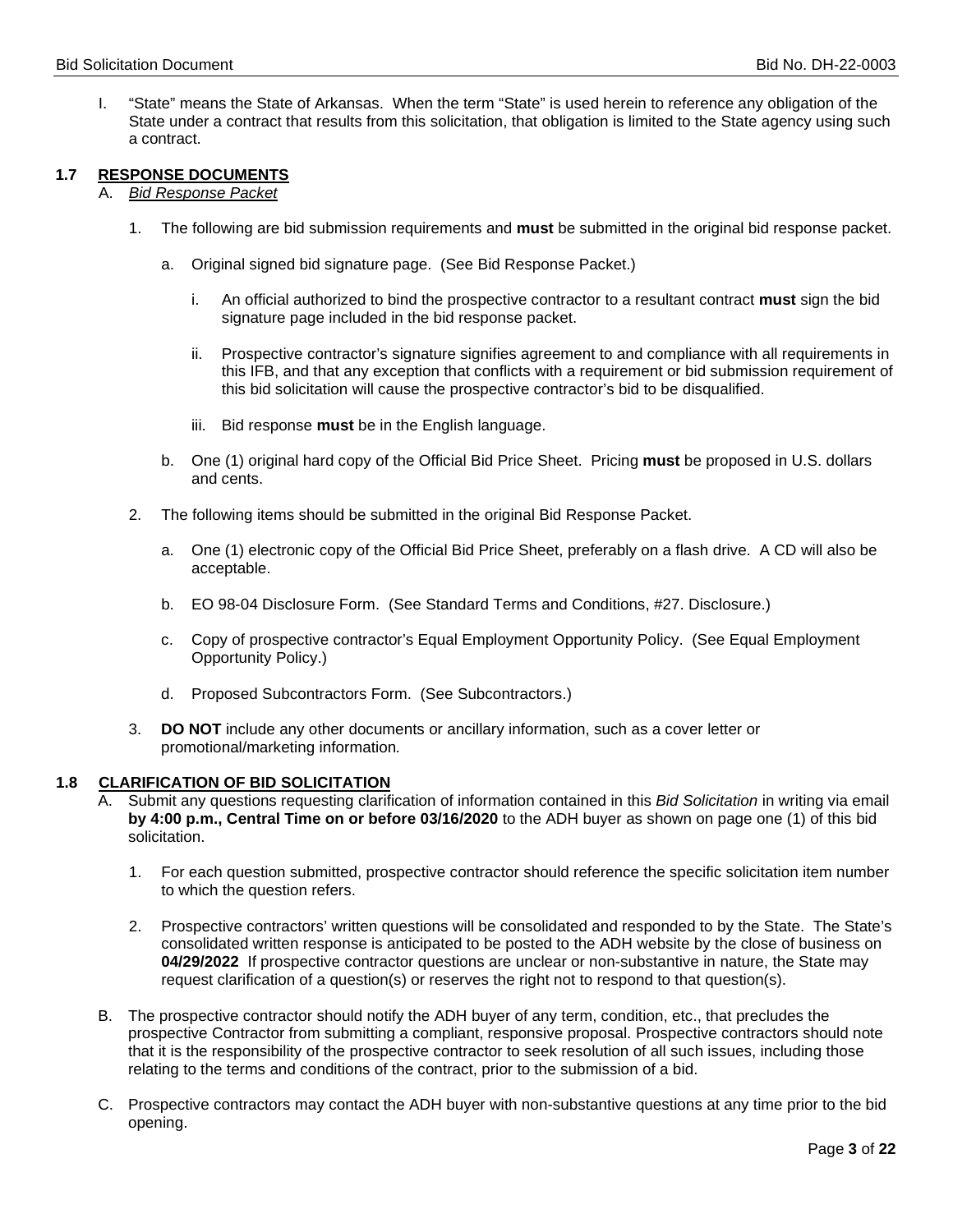I. "State" means the State of Arkansas. When the term "State" is used herein to reference any obligation of the State under a contract that results from this solicitation, that obligation is limited to the State agency using such a contract.

## 1.7 RESPONSE DOCUMENTS

A. *Bid Response Packet*

1. The following are bid submission requirements and **must** be submitted in the original bid response packet.

   a. Original signed bid signature page. (See Bid Response Packet.)

      i. An official authorized to bind the prospective contractor to a resultant contract **must** sign the bid signature page included in the bid response packet.

      ii. Prospective contractor's signature signifies agreement to and compliance with all requirements in this IFB, and that any exception that conflicts with a requirement or bid submission requirement of this bid solicitation will cause the prospective contractor's bid to be disqualified.

      iii. Bid response **must** be in the English language.

   b. One (1) original hard copy of the Official Bid Price Sheet. Pricing **must** be proposed in U.S. dollars and cents.

2. The following items should be submitted in the original Bid Response Packet.

   a. One (1) electronic copy of the Official Bid Price Sheet, preferably on a flash drive. A CD will also be acceptable.

   b. EO 98-04 Disclosure Form. (See Standard Terms and Conditions, #27. Disclosure.)

   c. Copy of prospective contractor's Equal Employment Opportunity Policy. (See Equal Employment Opportunity Policy.)

   d. Proposed Subcontractors Form. (See Subcontractors.)

3. **DO NOT** include any other documents or ancillary information, such as a cover letter or promotional/marketing information*.*

## 1.8 CLARIFICATION OF BID SOLICITATION

A. Submit any questions requesting clarification of information contained in this *Bid Solicitation* in writing via email **by 4:00 p.m., Central Time on or before 03/16/2020** to the ADH buyer as shown on page one (1) of this bid solicitation.

1. For each question submitted, prospective contractor should reference the specific solicitation item number to which the question refers.

2. Prospective contractors' written questions will be consolidated and responded to by the State. The State's consolidated written response is anticipated to be posted to the ADH website by the close of business on **04/29/2022** If prospective contractor questions are unclear or non-substantive in nature, the State may request clarification of a question(s) or reserves the right not to respond to that question(s).

B. The prospective contractor should notify the ADH buyer of any term, condition, etc., that precludes the prospective Contractor from submitting a compliant, responsive proposal. Prospective contractors should note that it is the responsibility of the prospective contractor to seek resolution of all such issues, including those relating to the terms and conditions of the contract, prior to the submission of a bid.

C. Prospective contractors may contact the ADH buyer with non-substantive questions at any time prior to the bid opening.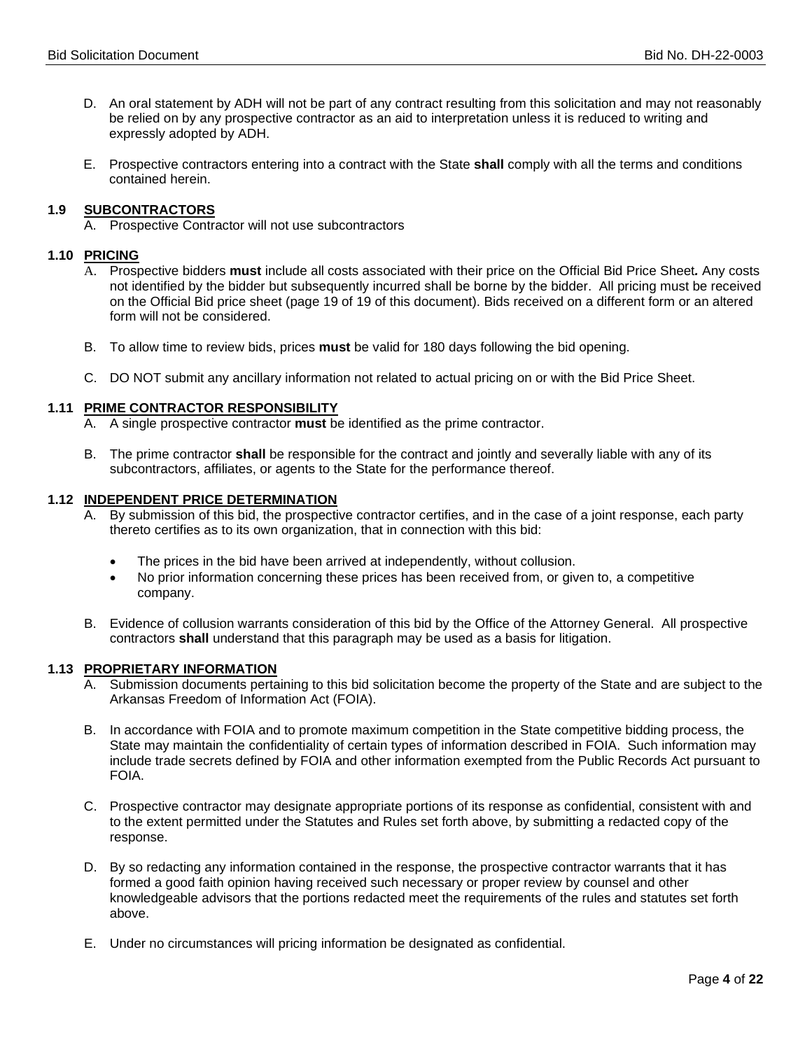D. An oral statement by ADH will not be part of any contract resulting from this solicitation and may not reasonably be relied on by any prospective contractor as an aid to interpretation unless it is reduced to writing and expressly adopted by ADH.

E. Prospective contractors entering into a contract with the State **shall** comply with all the terms and conditions contained herein.

### 1.9 SUBCONTRACTORS

A. Prospective Contractor will not use subcontractors

### 1.10 PRICING

A. Prospective bidders **must** include all costs associated with their price on the Official Bid Price Sheet**.** Any costs not identified by the bidder but subsequently incurred shall be borne by the bidder. All pricing must be received on the Official Bid price sheet (page 19 of 19 of this document). Bids received on a different form or an altered form will not be considered.

B. To allow time to review bids, prices **must** be valid for 180 days following the bid opening.

C. DO NOT submit any ancillary information not related to actual pricing on or with the Bid Price Sheet.

### 1.11 PRIME CONTRACTOR RESPONSIBILITY

A. A single prospective contractor **must** be identified as the prime contractor.

B. The prime contractor **shall** be responsible for the contract and jointly and severally liable with any of its subcontractors, affiliates, or agents to the State for the performance thereof.

### 1.12 INDEPENDENT PRICE DETERMINATION

A. By submission of this bid, the prospective contractor certifies, and in the case of a joint response, each party thereto certifies as to its own organization, that in connection with this bid:

- The prices in the bid have been arrived at independently, without collusion.
- No prior information concerning these prices has been received from, or given to, a competitive company.

B. Evidence of collusion warrants consideration of this bid by the Office of the Attorney General. All prospective contractors **shall** understand that this paragraph may be used as a basis for litigation.

### 1.13 PROPRIETARY INFORMATION

A. Submission documents pertaining to this bid solicitation become the property of the State and are subject to the Arkansas Freedom of Information Act (FOIA).

B. In accordance with FOIA and to promote maximum competition in the State competitive bidding process, the State may maintain the confidentiality of certain types of information described in FOIA. Such information may include trade secrets defined by FOIA and other information exempted from the Public Records Act pursuant to FOIA.

C. Prospective contractor may designate appropriate portions of its response as confidential, consistent with and to the extent permitted under the Statutes and Rules set forth above, by submitting a redacted copy of the response.

D. By so redacting any information contained in the response, the prospective contractor warrants that it has formed a good faith opinion having received such necessary or proper review by counsel and other knowledgeable advisors that the portions redacted meet the requirements of the rules and statutes set forth above.

E. Under no circumstances will pricing information be designated as confidential.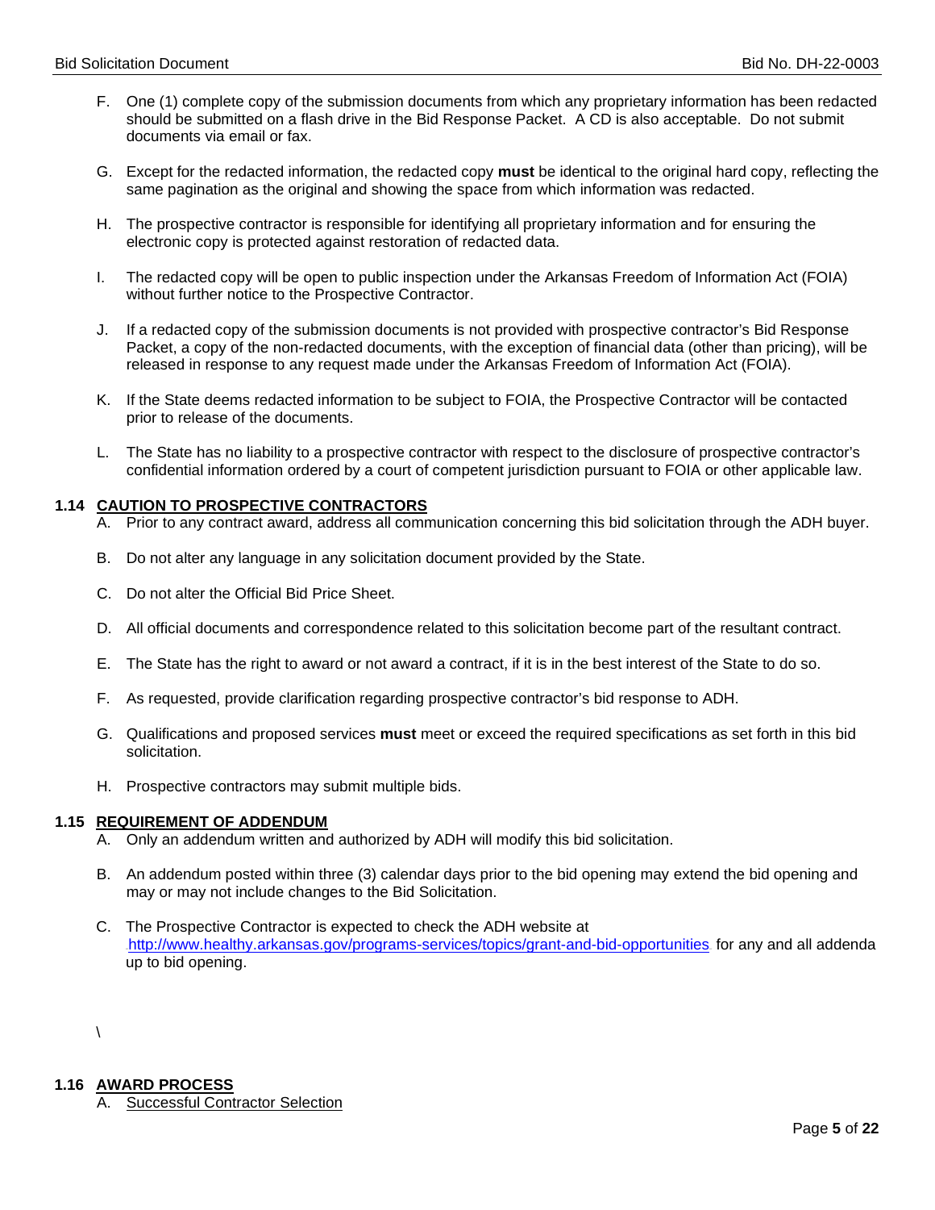F. One (1) complete copy of the submission documents from which any proprietary information has been redacted should be submitted on a flash drive in the Bid Response Packet. A CD is also acceptable. Do not submit documents via email or fax.

G. Except for the redacted information, the redacted copy **must** be identical to the original hard copy, reflecting the same pagination as the original and showing the space from which information was redacted.

H. The prospective contractor is responsible for identifying all proprietary information and for ensuring the electronic copy is protected against restoration of redacted data.

I. The redacted copy will be open to public inspection under the Arkansas Freedom of Information Act (FOIA) without further notice to the Prospective Contractor.

J. If a redacted copy of the submission documents is not provided with prospective contractor's Bid Response Packet, a copy of the non-redacted documents, with the exception of financial data (other than pricing), will be released in response to any request made under the Arkansas Freedom of Information Act (FOIA).

K. If the State deems redacted information to be subject to FOIA, the Prospective Contractor will be contacted prior to release of the documents.

L. The State has no liability to a prospective contractor with respect to the disclosure of prospective contractor's confidential information ordered by a court of competent jurisdiction pursuant to FOIA or other applicable law.

### 1.14 CAUTION TO PROSPECTIVE CONTRACTORS

A. Prior to any contract award, address all communication concerning this bid solicitation through the ADH buyer.

B. Do not alter any language in any solicitation document provided by the State.

C. Do not alter the Official Bid Price Sheet.

D. All official documents and correspondence related to this solicitation become part of the resultant contract.

E. The State has the right to award or not award a contract, if it is in the best interest of the State to do so.

F. As requested, provide clarification regarding prospective contractor's bid response to ADH.

G. Qualifications and proposed services **must** meet or exceed the required specifications as set forth in this bid solicitation.

H. Prospective contractors may submit multiple bids.

### 1.15 REQUIREMENT OF ADDENDUM

A. Only an addendum written and authorized by ADH will modify this bid solicitation.

B. An addendum posted within three (3) calendar days prior to the bid opening may extend the bid opening and may or may not include changes to the Bid Solicitation.

C. The Prospective Contractor is expected to check the ADH website at http://www.healthy.arkansas.gov/programs-services/topics/grant-and-bid-opportunities for any and all addenda up to bid opening.

\

### 1.16 AWARD PROCESS

A. Successful Contractor Selection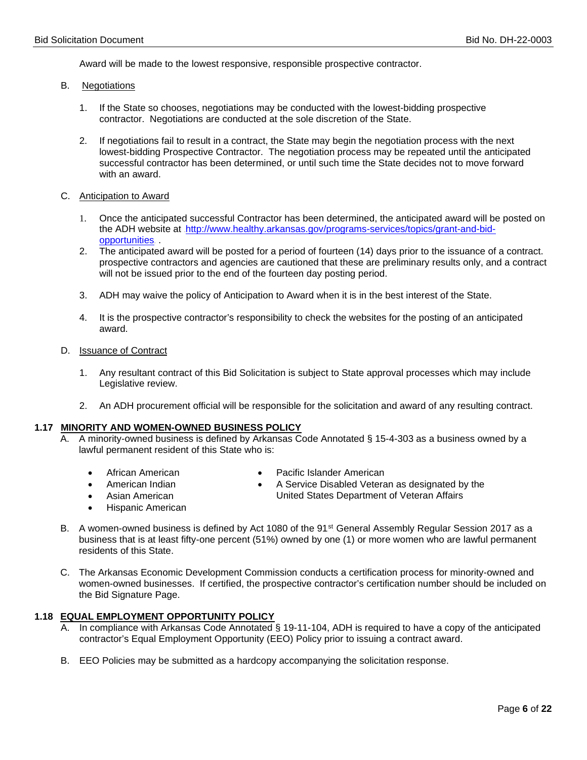Award will be made to the lowest responsive, responsible prospective contractor.

B. Negotiations

1. If the State so chooses, negotiations may be conducted with the lowest-bidding prospective contractor. Negotiations are conducted at the sole discretion of the State.

2. If negotiations fail to result in a contract, the State may begin the negotiation process with the next lowest-bidding Prospective Contractor. The negotiation process may be repeated until the anticipated successful contractor has been determined, or until such time the State decides not to move forward with an award.

C. Anticipation to Award

1. Once the anticipated successful Contractor has been determined, the anticipated award will be posted on the ADH website at http://www.healthy.arkansas.gov/programs-services/topics/grant-and-bid-opportunities .
2. The anticipated award will be posted for a period of fourteen (14) days prior to the issuance of a contract. prospective contractors and agencies are cautioned that these are preliminary results only, and a contract will not be issued prior to the end of the fourteen day posting period.

3. ADH may waive the policy of Anticipation to Award when it is in the best interest of the State.

4. It is the prospective contractor's responsibility to check the websites for the posting of an anticipated award.

D. Issuance of Contract

1. Any resultant contract of this Bid Solicitation is subject to State approval processes which may include Legislative review.

2. An ADH procurement official will be responsible for the solicitation and award of any resulting contract.

### 1.17 MINORITY AND WOMEN-OWNED BUSINESS POLICY

A. A minority-owned business is defined by Arkansas Code Annotated § 15-4-303 as a business owned by a lawful permanent resident of this State who is:

- African American
- American Indian
- Asian American
- Hispanic American
- Pacific Islander American
- A Service Disabled Veteran as designated by the United States Department of Veteran Affairs

B. A women-owned business is defined by Act 1080 of the 91st General Assembly Regular Session 2017 as a business that is at least fifty-one percent (51%) owned by one (1) or more women who are lawful permanent residents of this State.

C. The Arkansas Economic Development Commission conducts a certification process for minority-owned and women-owned businesses. If certified, the prospective contractor's certification number should be included on the Bid Signature Page.

### 1.18 EQUAL EMPLOYMENT OPPORTUNITY POLICY

A. In compliance with Arkansas Code Annotated § 19-11-104, ADH is required to have a copy of the anticipated contractor's Equal Employment Opportunity (EEO) Policy prior to issuing a contract award.

B. EEO Policies may be submitted as a hardcopy accompanying the solicitation response.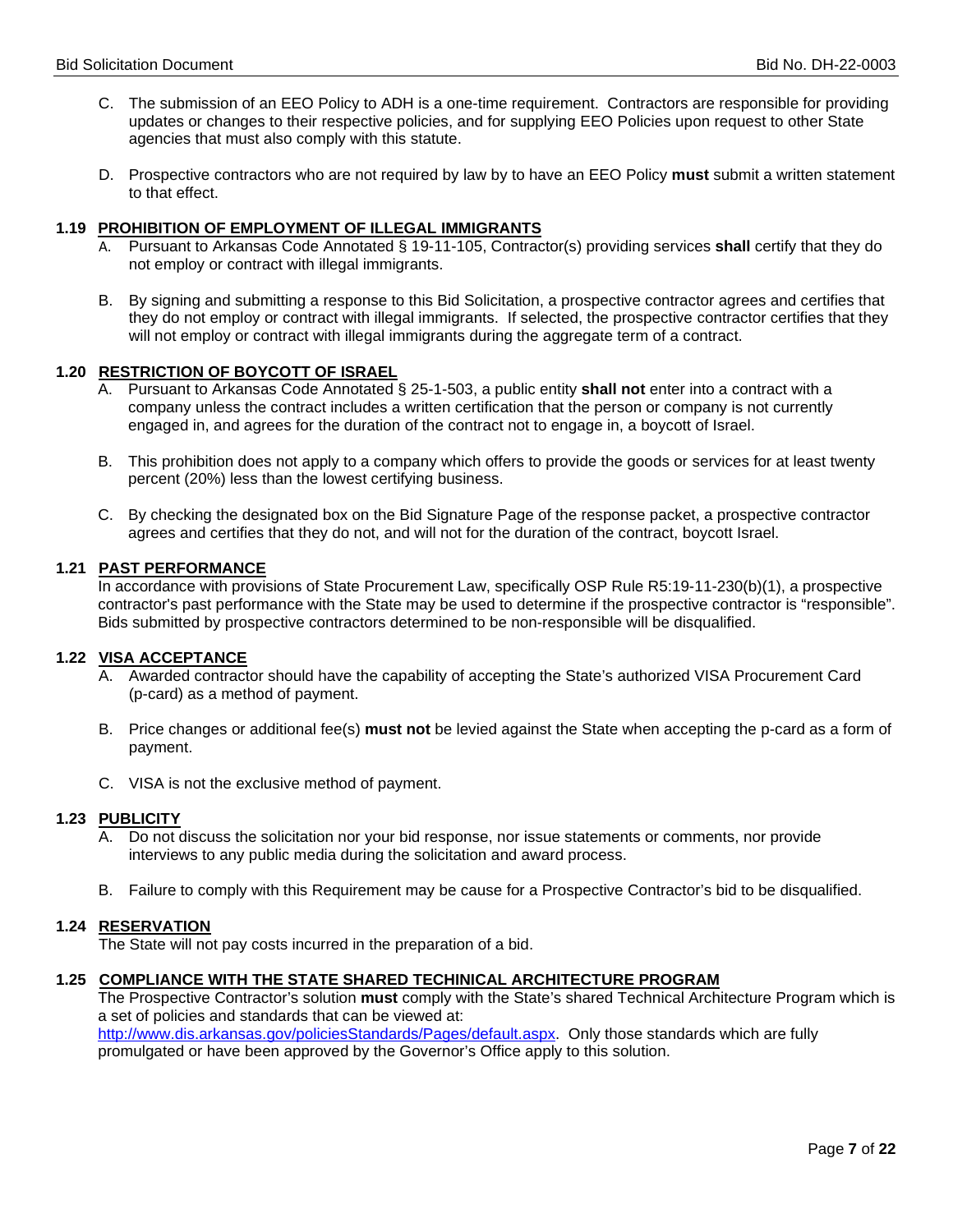C. The submission of an EEO Policy to ADH is a one-time requirement. Contractors are responsible for providing updates or changes to their respective policies, and for supplying EEO Policies upon request to other State agencies that must also comply with this statute.

D. Prospective contractors who are not required by law by to have an EEO Policy **must** submit a written statement to that effect.

### 1.19 PROHIBITION OF EMPLOYMENT OF ILLEGAL IMMIGRANTS

A. Pursuant to Arkansas Code Annotated § 19-11-105, Contractor(s) providing services **shall** certify that they do not employ or contract with illegal immigrants.

B. By signing and submitting a response to this Bid Solicitation, a prospective contractor agrees and certifies that they do not employ or contract with illegal immigrants. If selected, the prospective contractor certifies that they will not employ or contract with illegal immigrants during the aggregate term of a contract.

### 1.20 RESTRICTION OF BOYCOTT OF ISRAEL

A. Pursuant to Arkansas Code Annotated § 25-1-503, a public entity **shall not** enter into a contract with a company unless the contract includes a written certification that the person or company is not currently engaged in, and agrees for the duration of the contract not to engage in, a boycott of Israel.

B. This prohibition does not apply to a company which offers to provide the goods or services for at least twenty percent (20%) less than the lowest certifying business.

C. By checking the designated box on the Bid Signature Page of the response packet, a prospective contractor agrees and certifies that they do not, and will not for the duration of the contract, boycott Israel.

### 1.21 PAST PERFORMANCE

In accordance with provisions of State Procurement Law, specifically OSP Rule R5:19-11-230(b)(1), a prospective contractor's past performance with the State may be used to determine if the prospective contractor is "responsible". Bids submitted by prospective contractors determined to be non-responsible will be disqualified.

### 1.22 VISA ACCEPTANCE

A. Awarded contractor should have the capability of accepting the State's authorized VISA Procurement Card (p-card) as a method of payment.

B. Price changes or additional fee(s) **must not** be levied against the State when accepting the p-card as a form of payment.

C. VISA is not the exclusive method of payment.

### 1.23 PUBLICITY

A. Do not discuss the solicitation nor your bid response, nor issue statements or comments, nor provide interviews to any public media during the solicitation and award process.

B. Failure to comply with this Requirement may be cause for a Prospective Contractor's bid to be disqualified.

### 1.24 RESERVATION

The State will not pay costs incurred in the preparation of a bid.

### 1.25 COMPLIANCE WITH THE STATE SHARED TECHINICAL ARCHITECTURE PROGRAM

The Prospective Contractor's solution **must** comply with the State's shared Technical Architecture Program which is a set of policies and standards that can be viewed at: [http://www.dis.arkansas.gov/policiesStandards/Pages/default.aspx](http://www.dis.arkansas.gov/policiesStandards/Pages/default.aspx). Only those standards which are fully promulgated or have been approved by the Governor's Office apply to this solution.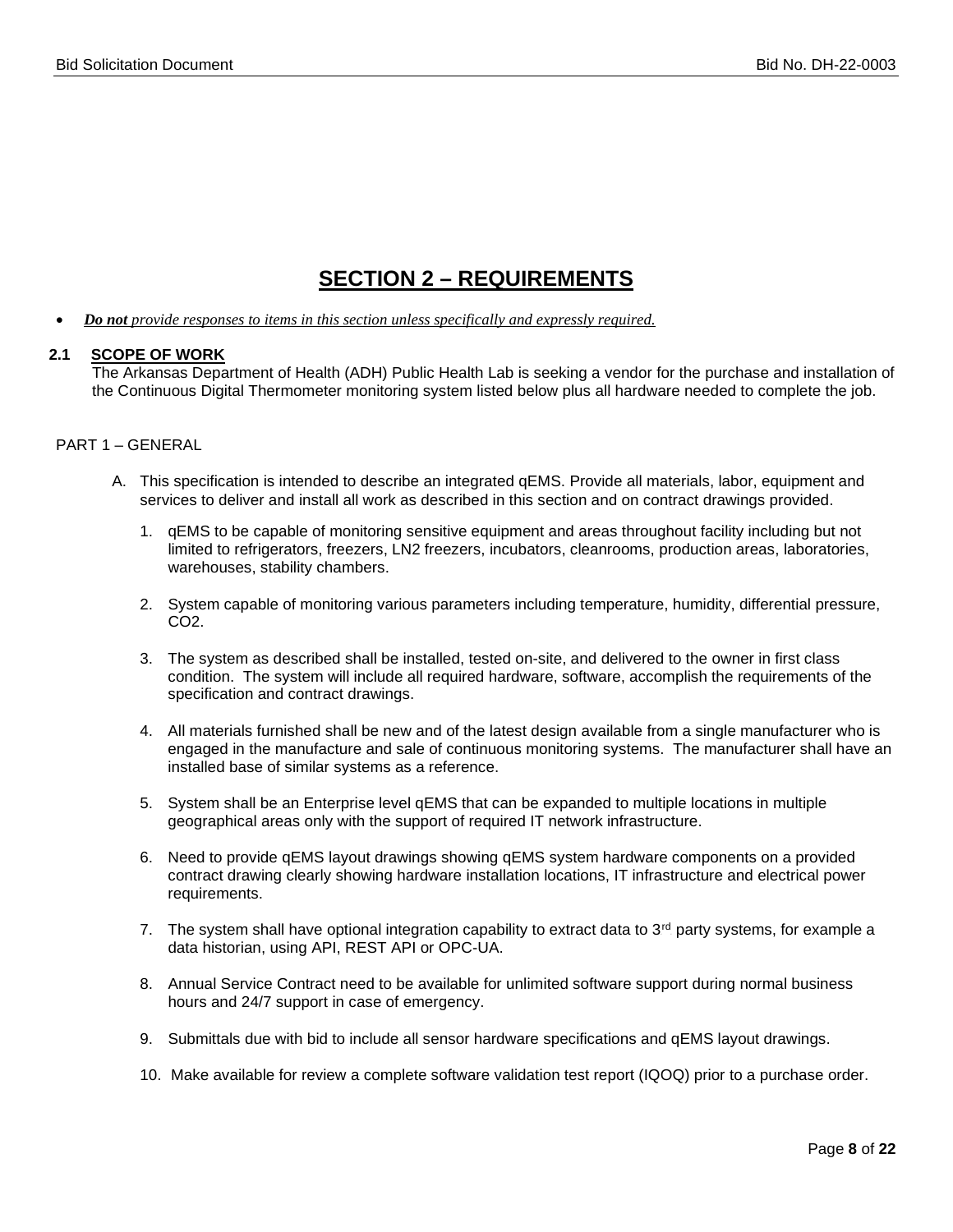# SECTION 2 – REQUIREMENTS

- ***Do not*** *provide responses to items in this section unless specifically and expressly required.*

## 2.1 SCOPE OF WORK

The Arkansas Department of Health (ADH) Public Health Lab is seeking a vendor for the purchase and installation of the Continuous Digital Thermometer monitoring system listed below plus all hardware needed to complete the job.

PART 1 – GENERAL

A. This specification is intended to describe an integrated qEMS. Provide all materials, labor, equipment and services to deliver and install all work as described in this section and on contract drawings provided.

1. qEMS to be capable of monitoring sensitive equipment and areas throughout facility including but not limited to refrigerators, freezers, LN2 freezers, incubators, cleanrooms, production areas, laboratories, warehouses, stability chambers.

2. System capable of monitoring various parameters including temperature, humidity, differential pressure, $CO_2$.

3. The system as described shall be installed, tested on-site, and delivered to the owner in first class condition. The system will include all required hardware, software, accomplish the requirements of the specification and contract drawings.

4. All materials furnished shall be new and of the latest design available from a single manufacturer who is engaged in the manufacture and sale of continuous monitoring systems. The manufacturer shall have an installed base of similar systems as a reference.

5. System shall be an Enterprise level qEMS that can be expanded to multiple locations in multiple geographical areas only with the support of required IT network infrastructure.

6. Need to provide qEMS layout drawings showing qEMS system hardware components on a provided contract drawing clearly showing hardware installation locations, IT infrastructure and electrical power requirements.

7. The system shall have optional integration capability to extract data to 3rd party systems, for example a data historian, using API, REST API or OPC-UA.

8. Annual Service Contract need to be available for unlimited software support during normal business hours and 24/7 support in case of emergency.

9. Submittals due with bid to include all sensor hardware specifications and qEMS layout drawings.

10. Make available for review a complete software validation test report (IQOQ) prior to a purchase order.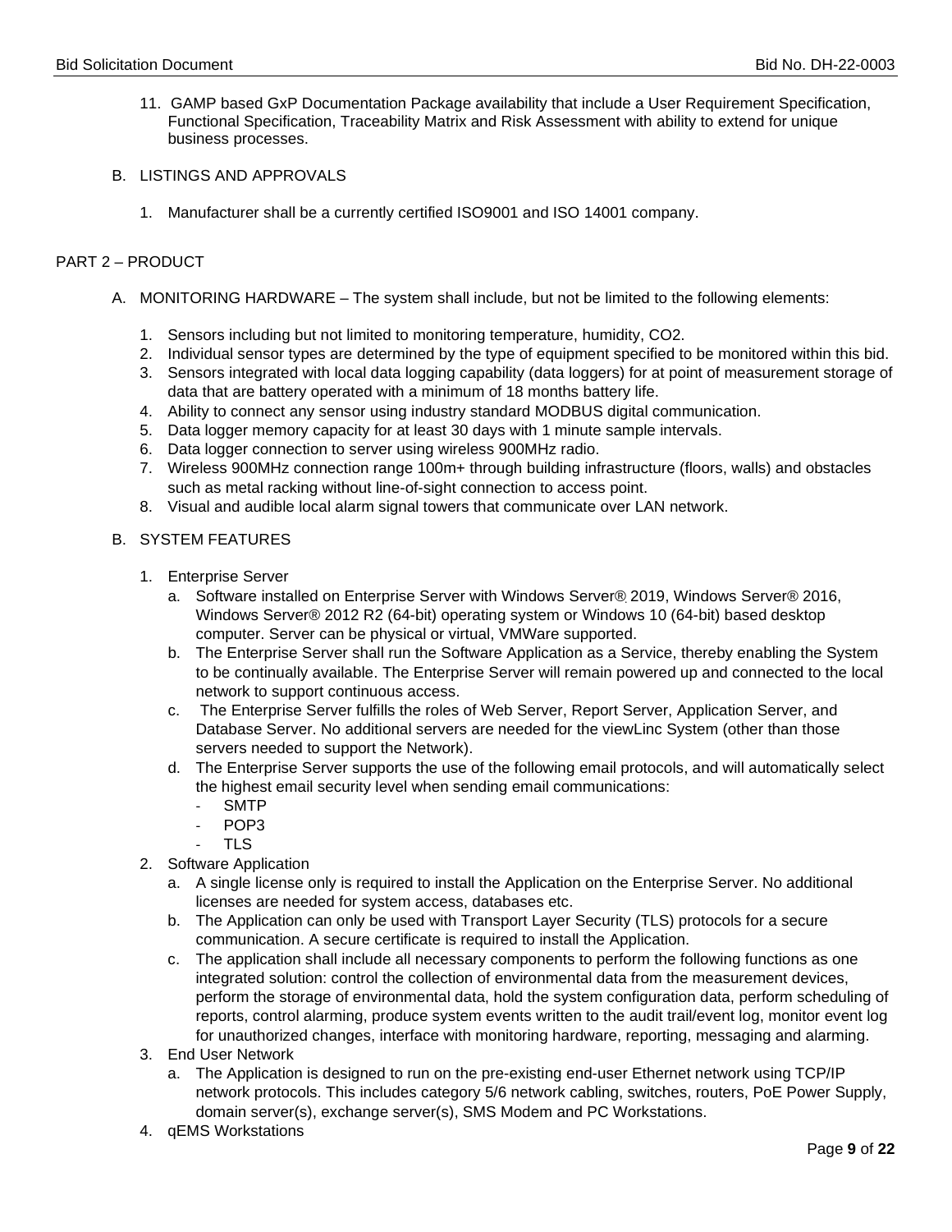11. GAMP based GxP Documentation Package availability that include a User Requirement Specification, Functional Specification, Traceability Matrix and Risk Assessment with ability to extend for unique business processes.

B. LISTINGS AND APPROVALS

1. Manufacturer shall be a currently certified ISO9001 and ISO 14001 company.

## PART 2 – PRODUCT

A. MONITORING HARDWARE – The system shall include, but not be limited to the following elements:

1. Sensors including but not limited to monitoring temperature, humidity, $CO_2$.
2. Individual sensor types are determined by the type of equipment specified to be monitored within this bid.
3. Sensors integrated with local data logging capability (data loggers) for at point of measurement storage of data that are battery operated with a minimum of 18 months battery life.
4. Ability to connect any sensor using industry standard MODBUS digital communication.
5. Data logger memory capacity for at least 30 days with 1 minute sample intervals.
6. Data logger connection to server using wireless 900MHz radio.
7. Wireless 900MHz connection range 100m+ through building infrastructure (floors, walls) and obstacles such as metal racking without line-of-sight connection to access point.
8. Visual and audible local alarm signal towers that communicate over LAN network.

B. SYSTEM FEATURES

1. Enterprise Server
   a. Software installed on Enterprise Server with Windows Server® 2019, Windows Server® 2016, Windows Server® 2012 R2 (64-bit) operating system or Windows 10 (64-bit) based desktop computer. Server can be physical or virtual, VMWare supported.
   b. The Enterprise Server shall run the Software Application as a Service, thereby enabling the System to be continually available. The Enterprise Server will remain powered up and connected to the local network to support continuous access.
   c. The Enterprise Server fulfills the roles of Web Server, Report Server, Application Server, and Database Server. No additional servers are needed for the viewLinc System (other than those servers needed to support the Network).
   d. The Enterprise Server supports the use of the following email protocols, and will automatically select the highest email security level when sending email communications:
      - SMTP
      - POP3
      - TLS
2. Software Application
   a. A single license only is required to install the Application on the Enterprise Server. No additional licenses are needed for system access, databases etc.
   b. The Application can only be used with Transport Layer Security (TLS) protocols for a secure communication. A secure certificate is required to install the Application.
   c. The application shall include all necessary components to perform the following functions as one integrated solution: control the collection of environmental data from the measurement devices, perform the storage of environmental data, hold the system configuration data, perform scheduling of reports, control alarming, produce system events written to the audit trail/event log, monitor event log for unauthorized changes, interface with monitoring hardware, reporting, messaging and alarming.
3. End User Network
   a. The Application is designed to run on the pre-existing end-user Ethernet network using TCP/IP network protocols. This includes category 5/6 network cabling, switches, routers, PoE Power Supply, domain server(s), exchange server(s), SMS Modem and PC Workstations.
4. qEMS Workstations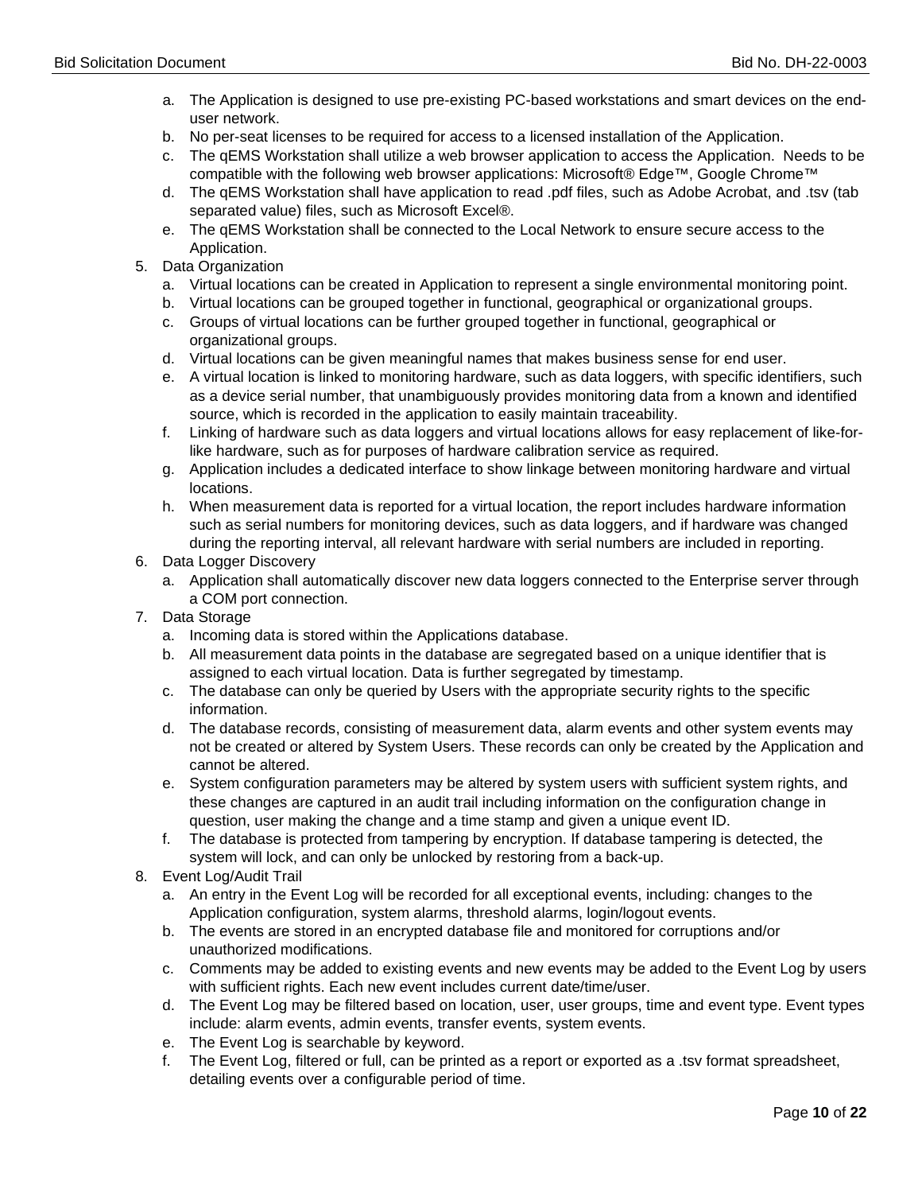a. The Application is designed to use pre-existing PC-based workstations and smart devices on the end-user network.
   b. No per-seat licenses to be required for access to a licensed installation of the Application.
   c. The qEMS Workstation shall utilize a web browser application to access the Application. Needs to be compatible with the following web browser applications: Microsoft® Edge™, Google Chrome™
   d. The qEMS Workstation shall have application to read .pdf files, such as Adobe Acrobat, and .tsv (tab separated value) files, such as Microsoft Excel®.
   e. The qEMS Workstation shall be connected to the Local Network to ensure secure access to the Application.

5. Data Organization
   a. Virtual locations can be created in Application to represent a single environmental monitoring point.
   b. Virtual locations can be grouped together in functional, geographical or organizational groups.
   c. Groups of virtual locations can be further grouped together in functional, geographical or organizational groups.
   d. Virtual locations can be given meaningful names that makes business sense for end user.
   e. A virtual location is linked to monitoring hardware, such as data loggers, with specific identifiers, such as a device serial number, that unambiguously provides monitoring data from a known and identified source, which is recorded in the application to easily maintain traceability.
   f. Linking of hardware such as data loggers and virtual locations allows for easy replacement of like-for-like hardware, such as for purposes of hardware calibration service as required.
   g. Application includes a dedicated interface to show linkage between monitoring hardware and virtual locations.
   h. When measurement data is reported for a virtual location, the report includes hardware information such as serial numbers for monitoring devices, such as data loggers, and if hardware was changed during the reporting interval, all relevant hardware with serial numbers are included in reporting.
6. Data Logger Discovery
   a. Application shall automatically discover new data loggers connected to the Enterprise server through a COM port connection.
7. Data Storage
   a. Incoming data is stored within the Applications database.
   b. All measurement data points in the database are segregated based on a unique identifier that is assigned to each virtual location. Data is further segregated by timestamp.
   c. The database can only be queried by Users with the appropriate security rights to the specific information.
   d. The database records, consisting of measurement data, alarm events and other system events may not be created or altered by System Users. These records can only be created by the Application and cannot be altered.
   e. System configuration parameters may be altered by system users with sufficient system rights, and these changes are captured in an audit trail including information on the configuration change in question, user making the change and a time stamp and given a unique event ID.
   f. The database is protected from tampering by encryption. If database tampering is detected, the system will lock, and can only be unlocked by restoring from a back-up.
8. Event Log/Audit Trail
   a. An entry in the Event Log will be recorded for all exceptional events, including: changes to the Application configuration, system alarms, threshold alarms, login/logout events.
   b. The events are stored in an encrypted database file and monitored for corruptions and/or unauthorized modifications.
   c. Comments may be added to existing events and new events may be added to the Event Log by users with sufficient rights. Each new event includes current date/time/user.
   d. The Event Log may be filtered based on location, user, user groups, time and event type. Event types include: alarm events, admin events, transfer events, system events.
   e. The Event Log is searchable by keyword.
   f. The Event Log, filtered or full, can be printed as a report or exported as a .tsv format spreadsheet, detailing events over a configurable period of time.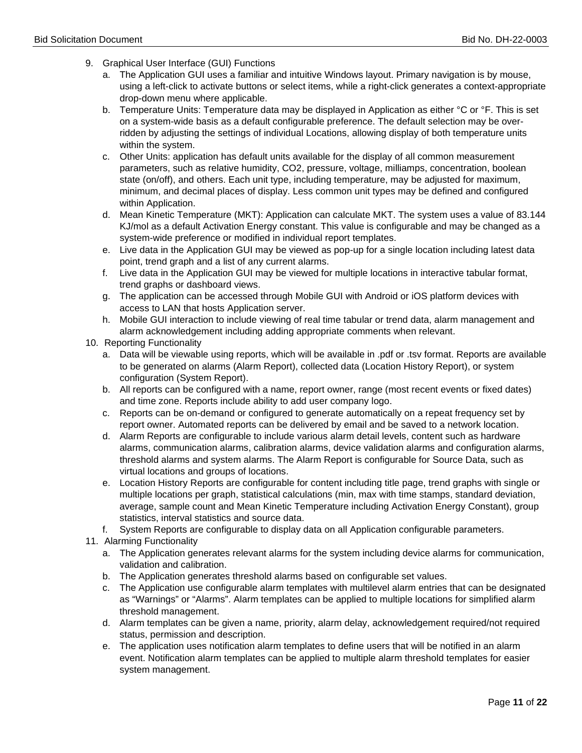9. Graphical User Interface (GUI) Functions
   a. The Application GUI uses a familiar and intuitive Windows layout. Primary navigation is by mouse, using a left-click to activate buttons or select items, while a right-click generates a context-appropriate drop-down menu where applicable.
   b. Temperature Units: Temperature data may be displayed in Application as either °C or °F. This is set on a system-wide basis as a default configurable preference. The default selection may be over-ridden by adjusting the settings of individual Locations, allowing display of both temperature units within the system.
   c. Other Units: application has default units available for the display of all common measurement parameters, such as relative humidity, $CO_2$, pressure, voltage, milliamps, concentration, boolean state (on/off), and others. Each unit type, including temperature, may be adjusted for maximum, minimum, and decimal places of display. Less common unit types may be defined and configured within Application.
   d. Mean Kinetic Temperature (MKT): Application can calculate MKT. The system uses a value of 83.144 KJ/mol as a default Activation Energy constant. This value is configurable and may be changed as a system-wide preference or modified in individual report templates.
   e. Live data in the Application GUI may be viewed as pop-up for a single location including latest data point, trend graph and a list of any current alarms.
   f. Live data in the Application GUI may be viewed for multiple locations in interactive tabular format, trend graphs or dashboard views.
   g. The application can be accessed through Mobile GUI with Android or iOS platform devices with access to LAN that hosts Application server.
   h. Mobile GUI interaction to include viewing of real time tabular or trend data, alarm management and alarm acknowledgement including adding appropriate comments when relevant.
10. Reporting Functionality
    a. Data will be viewable using reports, which will be available in .pdf or .tsv format. Reports are available to be generated on alarms (Alarm Report), collected data (Location History Report), or system configuration (System Report).
    b. All reports can be configured with a name, report owner, range (most recent events or fixed dates) and time zone. Reports include ability to add user company logo.
    c. Reports can be on-demand or configured to generate automatically on a repeat frequency set by report owner. Automated reports can be delivered by email and be saved to a network location.
    d. Alarm Reports are configurable to include various alarm detail levels, content such as hardware alarms, communication alarms, calibration alarms, device validation alarms and configuration alarms, threshold alarms and system alarms. The Alarm Report is configurable for Source Data, such as virtual locations and groups of locations.
    e. Location History Reports are configurable for content including title page, trend graphs with single or multiple locations per graph, statistical calculations (min, max with time stamps, standard deviation, average, sample count and Mean Kinetic Temperature including Activation Energy Constant), group statistics, interval statistics and source data.
    f. System Reports are configurable to display data on all Application configurable parameters.
11. Alarming Functionality
    a. The Application generates relevant alarms for the system including device alarms for communication, validation and calibration.
    b. The Application generates threshold alarms based on configurable set values.
    c. The Application use configurable alarm templates with multilevel alarm entries that can be designated as "Warnings" or "Alarms". Alarm templates can be applied to multiple locations for simplified alarm threshold management.
    d. Alarm templates can be given a name, priority, alarm delay, acknowledgement required/not required status, permission and description.
    e. The application uses notification alarm templates to define users that will be notified in an alarm event. Notification alarm templates can be applied to multiple alarm threshold templates for easier system management.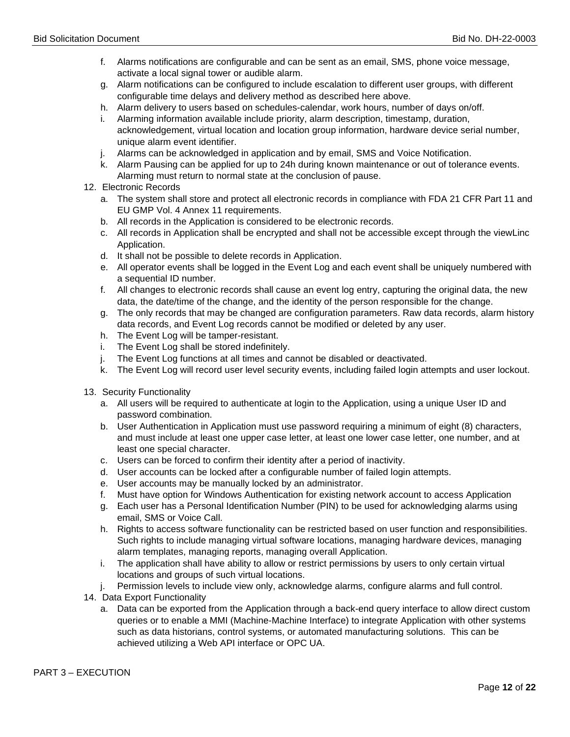f. Alarms notifications are configurable and can be sent as an email, SMS, phone voice message, activate a local signal tower or audible alarm.
g. Alarm notifications can be configured to include escalation to different user groups, with different configurable time delays and delivery method as described here above.
h. Alarm delivery to users based on schedules-calendar, work hours, number of days on/off.
i. Alarming information available include priority, alarm description, timestamp, duration, acknowledgement, virtual location and location group information, hardware device serial number, unique alarm event identifier.
j. Alarms can be acknowledged in application and by email, SMS and Voice Notification.
k. Alarm Pausing can be applied for up to 24h during known maintenance or out of tolerance events. Alarming must return to normal state at the conclusion of pause.

12. Electronic Records
    a. The system shall store and protect all electronic records in compliance with FDA 21 CFR Part 11 and EU GMP Vol. 4 Annex 11 requirements.
    b. All records in the Application is considered to be electronic records.
    c. All records in Application shall be encrypted and shall not be accessible except through the viewLinc Application.
    d. It shall not be possible to delete records in Application.
    e. All operator events shall be logged in the Event Log and each event shall be uniquely numbered with a sequential ID number.
    f. All changes to electronic records shall cause an event log entry, capturing the original data, the new data, the date/time of the change, and the identity of the person responsible for the change.
    g. The only records that may be changed are configuration parameters. Raw data records, alarm history data records, and Event Log records cannot be modified or deleted by any user.
    h. The Event Log will be tamper-resistant.
    i. The Event Log shall be stored indefinitely.
    j. The Event Log functions at all times and cannot be disabled or deactivated.
    k. The Event Log will record user level security events, including failed login attempts and user lockout.

13. Security Functionality
    a. All users will be required to authenticate at login to the Application, using a unique User ID and password combination.
    b. User Authentication in Application must use password requiring a minimum of eight (8) characters, and must include at least one upper case letter, at least one lower case letter, one number, and at least one special character.
    c. Users can be forced to confirm their identity after a period of inactivity.
    d. User accounts can be locked after a configurable number of failed login attempts.
    e. User accounts may be manually locked by an administrator.
    f. Must have option for Windows Authentication for existing network account to access Application
    g. Each user has a Personal Identification Number (PIN) to be used for acknowledging alarms using email, SMS or Voice Call.
    h. Rights to access software functionality can be restricted based on user function and responsibilities. Such rights to include managing virtual software locations, managing hardware devices, managing alarm templates, managing reports, managing overall Application.
    i. The application shall have ability to allow or restrict permissions by users to only certain virtual locations and groups of such virtual locations.
    j. Permission levels to include view only, acknowledge alarms, configure alarms and full control.

14. Data Export Functionality
    a. Data can be exported from the Application through a back-end query interface to allow direct custom queries or to enable a MMI (Machine-Machine Interface) to integrate Application with other systems such as data historians, control systems, or automated manufacturing solutions. This can be achieved utilizing a Web API interface or OPC UA.

PART 3 – EXECUTION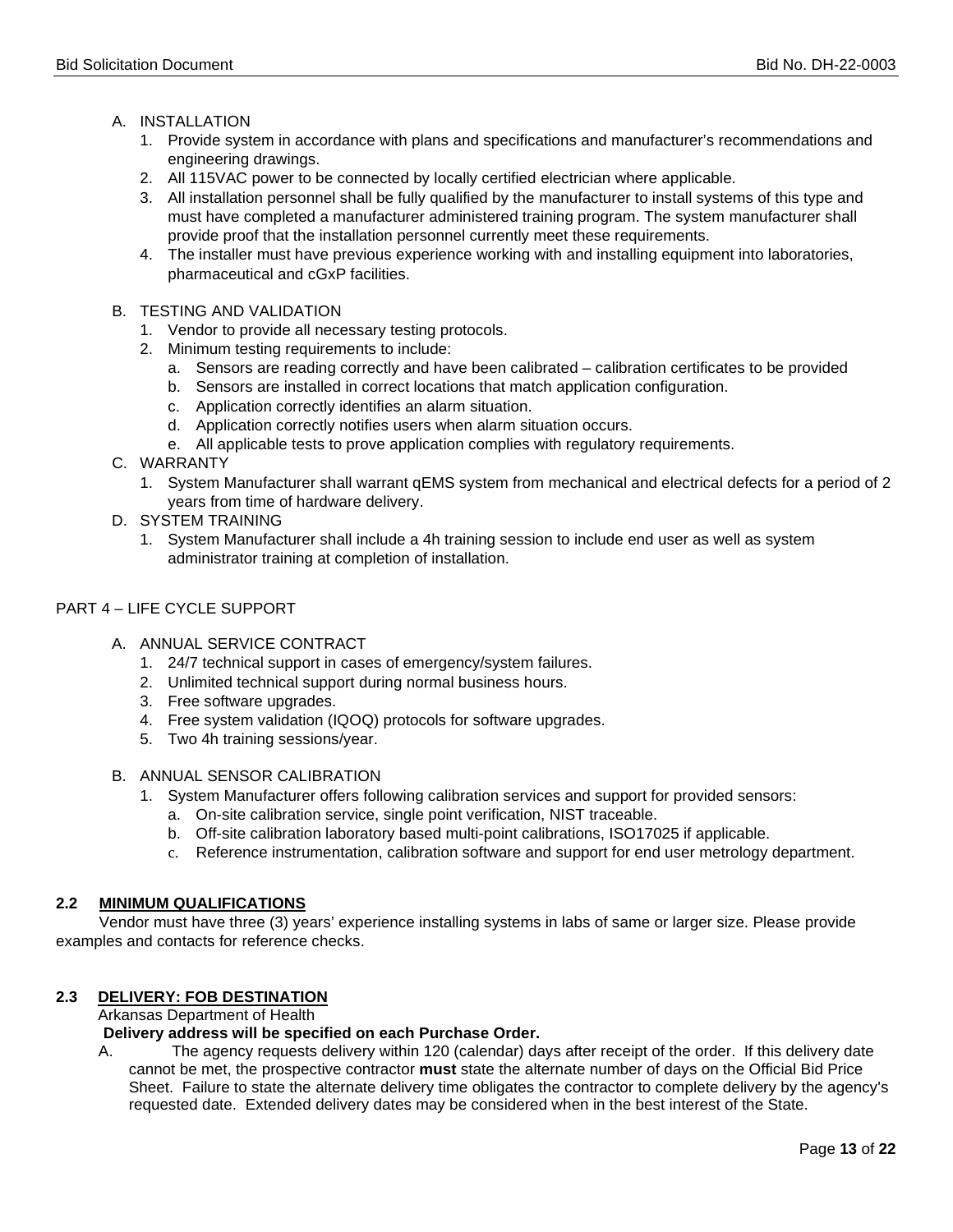A. INSTALLATION
   1. Provide system in accordance with plans and specifications and manufacturer's recommendations and engineering drawings.
   2. All 115VAC power to be connected by locally certified electrician where applicable.
   3. All installation personnel shall be fully qualified by the manufacturer to install systems of this type and must have completed a manufacturer administered training program. The system manufacturer shall provide proof that the installation personnel currently meet these requirements.
   4. The installer must have previous experience working with and installing equipment into laboratories, pharmaceutical and cGxP facilities.

B. TESTING AND VALIDATION
   1. Vendor to provide all necessary testing protocols.
   2. Minimum testing requirements to include:
      a. Sensors are reading correctly and have been calibrated – calibration certificates to be provided
      b. Sensors are installed in correct locations that match application configuration.
      c. Application correctly identifies an alarm situation.
      d. Application correctly notifies users when alarm situation occurs.
      e. All applicable tests to prove application complies with regulatory requirements.

C. WARRANTY
   1. System Manufacturer shall warrant qEMS system from mechanical and electrical defects for a period of 2 years from time of hardware delivery.

D. SYSTEM TRAINING
   1. System Manufacturer shall include a 4h training session to include end user as well as system administrator training at completion of installation.

PART 4 – LIFE CYCLE SUPPORT

A. ANNUAL SERVICE CONTRACT
   1. 24/7 technical support in cases of emergency/system failures.
   2. Unlimited technical support during normal business hours.
   3. Free software upgrades.
   4. Free system validation (IQOQ) protocols for software upgrades.
   5. Two 4h training sessions/year.

B. ANNUAL SENSOR CALIBRATION
   1. System Manufacturer offers following calibration services and support for provided sensors:
      a. On-site calibration service, single point verification, NIST traceable.
      b. Off-site calibration laboratory based multi-point calibrations, ISO17025 if applicable.
      c. Reference instrumentation, calibration software and support for end user metrology department.

### 2.2 MINIMUM QUALIFICATIONS

Vendor must have three (3) years' experience installing systems in labs of same or larger size. Please provide examples and contacts for reference checks.

### 2.3 DELIVERY: FOB DESTINATION

Arkansas Department of Health

**Delivery address will be specified on each Purchase Order.**

A. The agency requests delivery within 120 (calendar) days after receipt of the order. If this delivery date cannot be met, the prospective contractor **must** state the alternate number of days on the Official Bid Price Sheet. Failure to state the alternate delivery time obligates the contractor to complete delivery by the agency's requested date. Extended delivery dates may be considered when in the best interest of the State.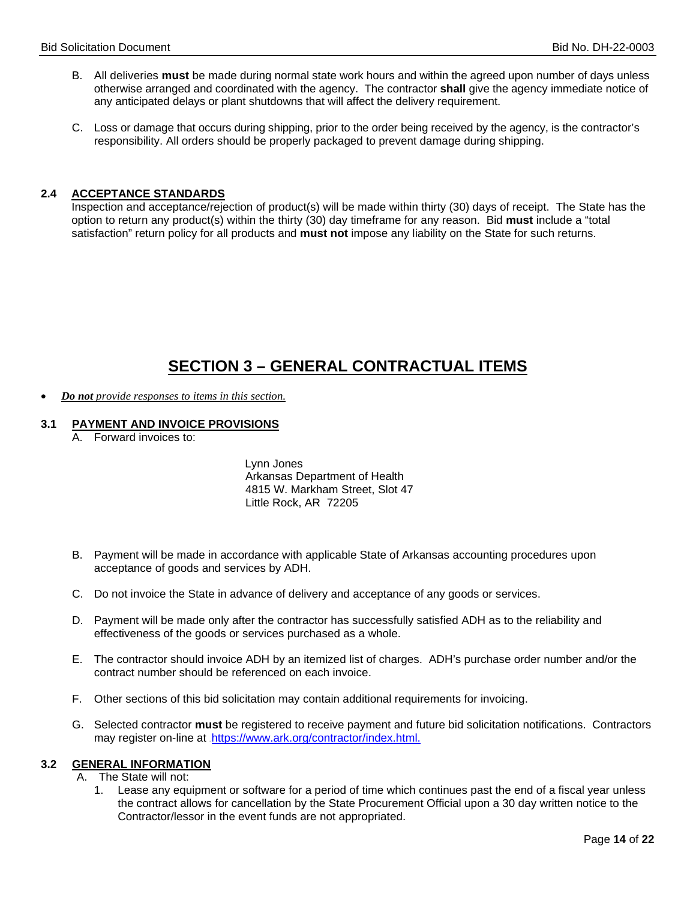B. All deliveries **must** be made during normal state work hours and within the agreed upon number of days unless otherwise arranged and coordinated with the agency. The contractor **shall** give the agency immediate notice of any anticipated delays or plant shutdowns that will affect the delivery requirement.

C. Loss or damage that occurs during shipping, prior to the order being received by the agency, is the contractor's responsibility. All orders should be properly packaged to prevent damage during shipping.

### 2.4 ACCEPTANCE STANDARDS

Inspection and acceptance/rejection of product(s) will be made within thirty (30) days of receipt. The State has the option to return any product(s) within the thirty (30) day timeframe for any reason. Bid **must** include a "total satisfaction" return policy for all products and **must not** impose any liability on the State for such returns.

# SECTION 3 – GENERAL CONTRACTUAL ITEMS

- ***Do not** provide responses to items in this section.*

### 3.1 PAYMENT AND INVOICE PROVISIONS

A. Forward invoices to:

Lynn Jones
Arkansas Department of Health
4815 W. Markham Street, Slot 47
Little Rock, AR 72205

B. Payment will be made in accordance with applicable State of Arkansas accounting procedures upon acceptance of goods and services by ADH.

C. Do not invoice the State in advance of delivery and acceptance of any goods or services.

D. Payment will be made only after the contractor has successfully satisfied ADH as to the reliability and effectiveness of the goods or services purchased as a whole.

E. The contractor should invoice ADH by an itemized list of charges. ADH's purchase order number and/or the contract number should be referenced on each invoice.

F. Other sections of this bid solicitation may contain additional requirements for invoicing.

G. Selected contractor **must** be registered to receive payment and future bid solicitation notifications. Contractors may register on-line at https://www.ark.org/contractor/index.html.

### 3.2 GENERAL INFORMATION

A. The State will not:

1. Lease any equipment or software for a period of time which continues past the end of a fiscal year unless the contract allows for cancellation by the State Procurement Official upon a 30 day written notice to the Contractor/lessor in the event funds are not appropriated.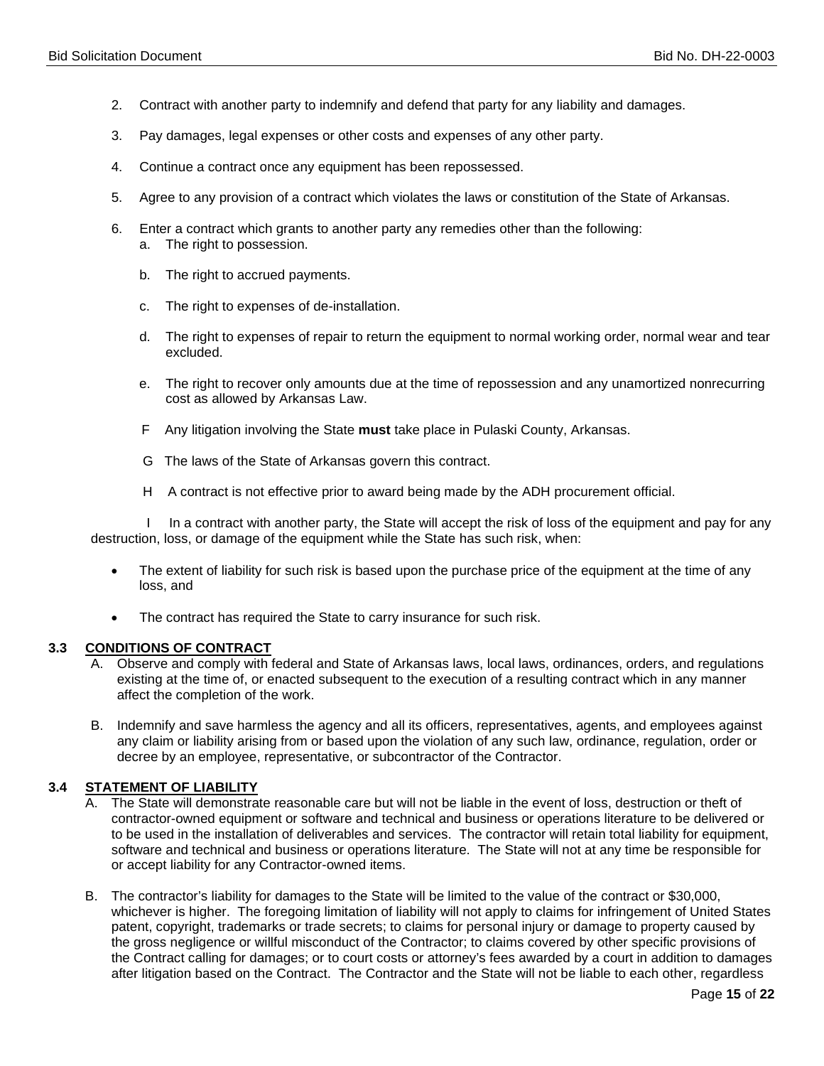2. Contract with another party to indemnify and defend that party for any liability and damages.

3. Pay damages, legal expenses or other costs and expenses of any other party.

4. Continue a contract once any equipment has been repossessed.

5. Agree to any provision of a contract which violates the laws or constitution of the State of Arkansas.

6. Enter a contract which grants to another party any remedies other than the following:
   a. The right to possession.

   b. The right to accrued payments.

   c. The right to expenses of de-installation.

   d. The right to expenses of repair to return the equipment to normal working order, normal wear and tear excluded.

   e. The right to recover only amounts due at the time of repossession and any unamortized nonrecurring cost as allowed by Arkansas Law.

   F Any litigation involving the State **must** take place in Pulaski County, Arkansas.

   G The laws of the State of Arkansas govern this contract.

   H A contract is not effective prior to award being made by the ADH procurement official.

   I In a contract with another party, the State will accept the risk of loss of the equipment and pay for any destruction, loss, or damage of the equipment while the State has such risk, when:

- The extent of liability for such risk is based upon the purchase price of the equipment at the time of any loss, and
- The contract has required the State to carry insurance for such risk.

### 3.3 <u>CONDITIONS OF CONTRACT</u>

A. Observe and comply with federal and State of Arkansas laws, local laws, ordinances, orders, and regulations existing at the time of, or enacted subsequent to the execution of a resulting contract which in any manner affect the completion of the work.

B. Indemnify and save harmless the agency and all its officers, representatives, agents, and employees against any claim or liability arising from or based upon the violation of any such law, ordinance, regulation, order or decree by an employee, representative, or subcontractor of the Contractor.

### 3.4 <u>STATEMENT OF LIABILITY</u>

A. The State will demonstrate reasonable care but will not be liable in the event of loss, destruction or theft of contractor-owned equipment or software and technical and business or operations literature to be delivered or to be used in the installation of deliverables and services. The contractor will retain total liability for equipment, software and technical and business or operations literature. The State will not at any time be responsible for or accept liability for any Contractor-owned items.

B. The contractor's liability for damages to the State will be limited to the value of the contract or $30,000, whichever is higher. The foregoing limitation of liability will not apply to claims for infringement of United States patent, copyright, trademarks or trade secrets; to claims for personal injury or damage to property caused by the gross negligence or willful misconduct of the Contractor; to claims covered by other specific provisions of the Contract calling for damages; or to court costs or attorney's fees awarded by a court in addition to damages after litigation based on the Contract. The Contractor and the State will not be liable to each other, regardless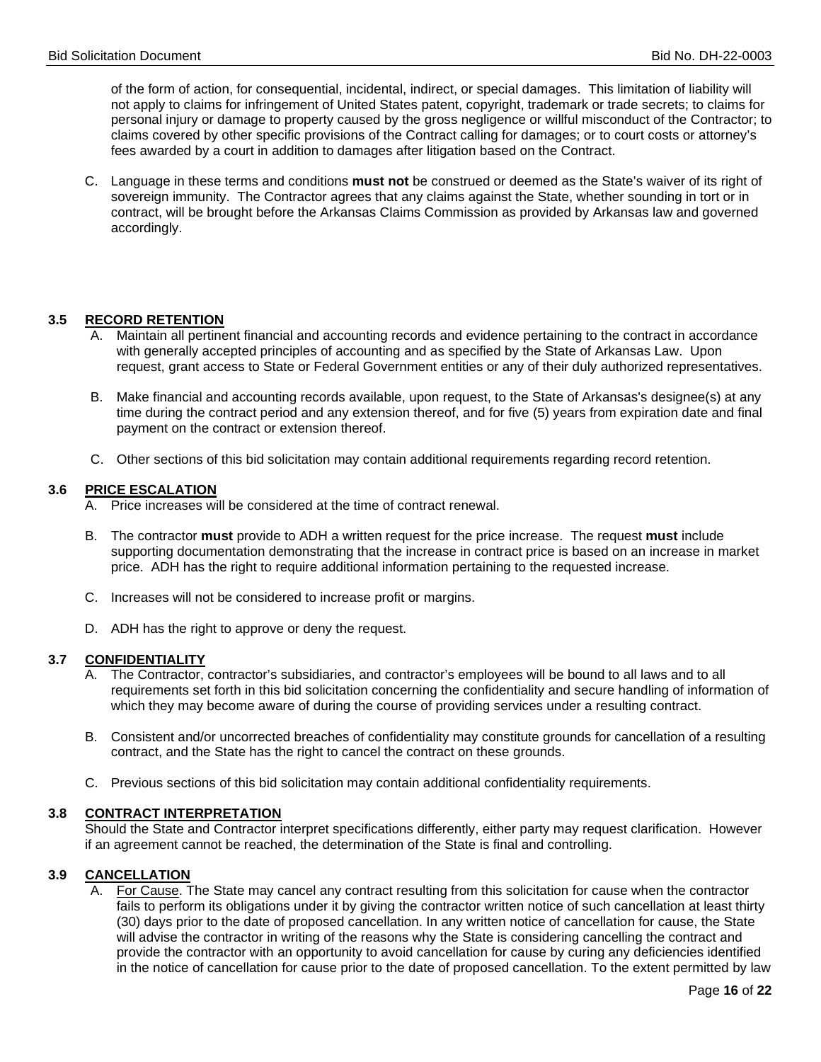of the form of action, for consequential, incidental, indirect, or special damages. This limitation of liability will not apply to claims for infringement of United States patent, copyright, trademark or trade secrets; to claims for personal injury or damage to property caused by the gross negligence or willful misconduct of the Contractor; to claims covered by other specific provisions of the Contract calling for damages; or to court costs or attorney's fees awarded by a court in addition to damages after litigation based on the Contract.

C. Language in these terms and conditions **must not** be construed or deemed as the State's waiver of its right of sovereign immunity. The Contractor agrees that any claims against the State, whether sounding in tort or in contract, will be brought before the Arkansas Claims Commission as provided by Arkansas law and governed accordingly.

### 3.5 RECORD RETENTION

A. Maintain all pertinent financial and accounting records and evidence pertaining to the contract in accordance with generally accepted principles of accounting and as specified by the State of Arkansas Law. Upon request, grant access to State or Federal Government entities or any of their duly authorized representatives.

B. Make financial and accounting records available, upon request, to the State of Arkansas's designee(s) at any time during the contract period and any extension thereof, and for five (5) years from expiration date and final payment on the contract or extension thereof.

C. Other sections of this bid solicitation may contain additional requirements regarding record retention.

### 3.6 PRICE ESCALATION

A. Price increases will be considered at the time of contract renewal.

B. The contractor **must** provide to ADH a written request for the price increase. The request **must** include supporting documentation demonstrating that the increase in contract price is based on an increase in market price. ADH has the right to require additional information pertaining to the requested increase.

C. Increases will not be considered to increase profit or margins.

D. ADH has the right to approve or deny the request.

### 3.7 CONFIDENTIALITY

A. The Contractor, contractor's subsidiaries, and contractor's employees will be bound to all laws and to all requirements set forth in this bid solicitation concerning the confidentiality and secure handling of information of which they may become aware of during the course of providing services under a resulting contract.

B. Consistent and/or uncorrected breaches of confidentiality may constitute grounds for cancellation of a resulting contract, and the State has the right to cancel the contract on these grounds.

C. Previous sections of this bid solicitation may contain additional confidentiality requirements.

### 3.8 CONTRACT INTERPRETATION

Should the State and Contractor interpret specifications differently, either party may request clarification. However if an agreement cannot be reached, the determination of the State is final and controlling.

### 3.9 CANCELLATION

A. For Cause. The State may cancel any contract resulting from this solicitation for cause when the contractor fails to perform its obligations under it by giving the contractor written notice of such cancellation at least thirty (30) days prior to the date of proposed cancellation. In any written notice of cancellation for cause, the State will advise the contractor in writing of the reasons why the State is considering cancelling the contract and provide the contractor with an opportunity to avoid cancellation for cause by curing any deficiencies identified in the notice of cancellation for cause prior to the date of proposed cancellation. To the extent permitted by law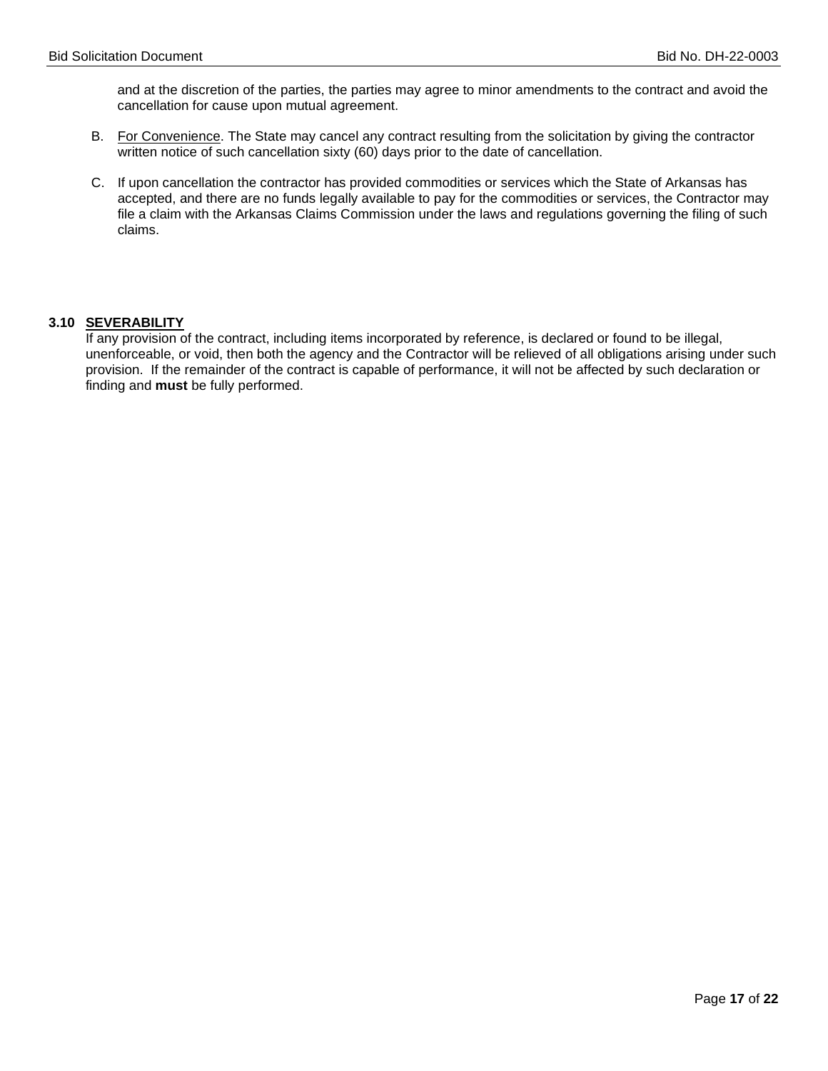and at the discretion of the parties, the parties may agree to minor amendments to the contract and avoid the cancellation for cause upon mutual agreement.

B. For Convenience. The State may cancel any contract resulting from the solicitation by giving the contractor written notice of such cancellation sixty (60) days prior to the date of cancellation.

C. If upon cancellation the contractor has provided commodities or services which the State of Arkansas has accepted, and there are no funds legally available to pay for the commodities or services, the Contractor may file a claim with the Arkansas Claims Commission under the laws and regulations governing the filing of such claims.

### 3.10 SEVERABILITY

If any provision of the contract, including items incorporated by reference, is declared or found to be illegal, unenforceable, or void, then both the agency and the Contractor will be relieved of all obligations arising under such provision. If the remainder of the contract is capable of performance, it will not be affected by such declaration or finding and **must** be fully performed.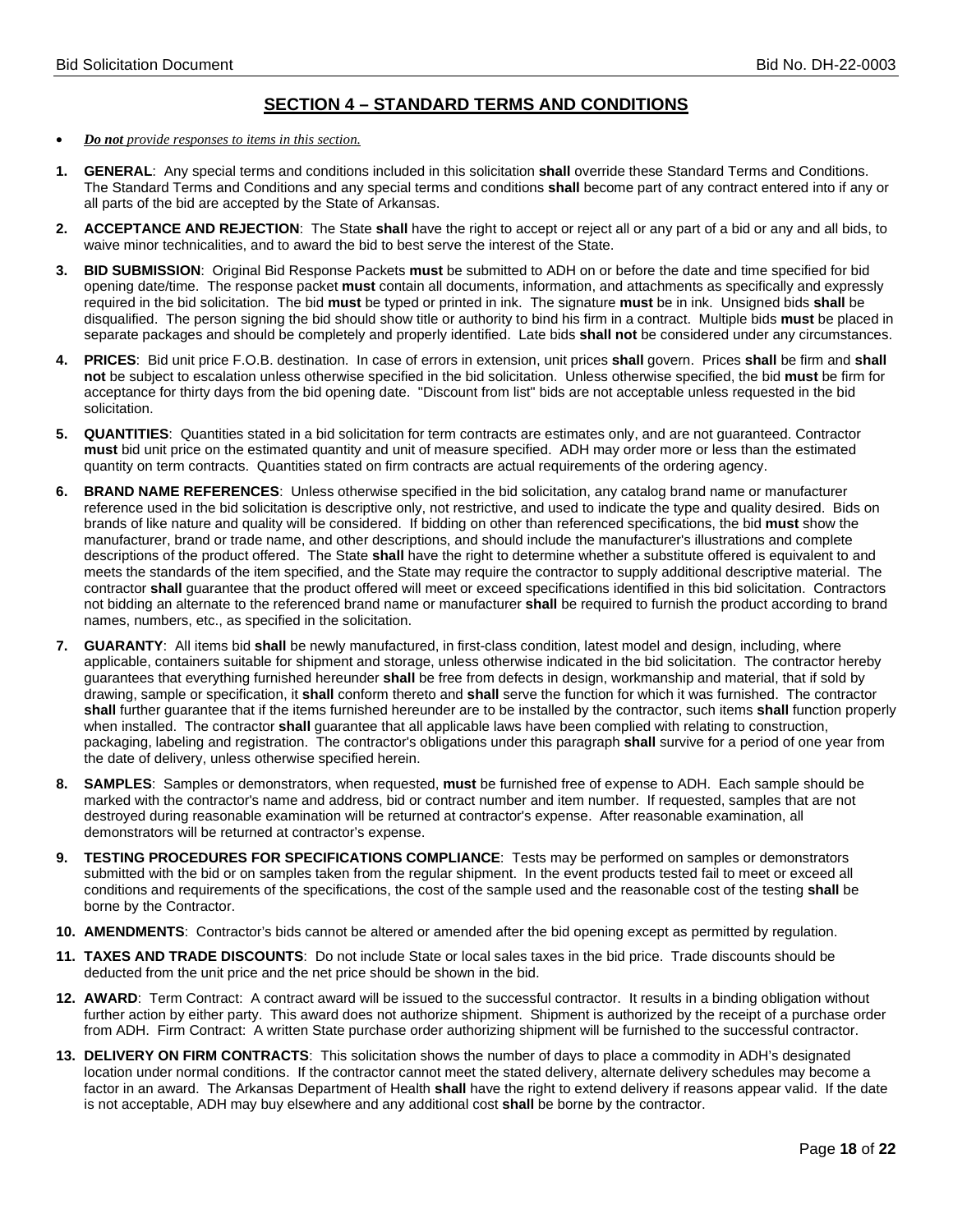## SECTION 4 – STANDARD TERMS AND CONDITIONS

- ***Do not** provide responses to items in this section.*

1. **GENERAL**: Any special terms and conditions included in this solicitation **shall** override these Standard Terms and Conditions. The Standard Terms and Conditions and any special terms and conditions **shall** become part of any contract entered into if any or all parts of the bid are accepted by the State of Arkansas.

2. **ACCEPTANCE AND REJECTION**: The State **shall** have the right to accept or reject all or any part of a bid or any and all bids, to waive minor technicalities, and to award the bid to best serve the interest of the State.

3. **BID SUBMISSION**: Original Bid Response Packets **must** be submitted to ADH on or before the date and time specified for bid opening date/time. The response packet **must** contain all documents, information, and attachments as specifically and expressly required in the bid solicitation. The bid **must** be typed or printed in ink. The signature **must** be in ink. Unsigned bids **shall** be disqualified. The person signing the bid should show title or authority to bind his firm in a contract. Multiple bids **must** be placed in separate packages and should be completely and properly identified. Late bids **shall not** be considered under any circumstances.

4. **PRICES**: Bid unit price F.O.B. destination. In case of errors in extension, unit prices **shall** govern. Prices **shall** be firm and **shall not** be subject to escalation unless otherwise specified in the bid solicitation. Unless otherwise specified, the bid **must** be firm for acceptance for thirty days from the bid opening date. "Discount from list" bids are not acceptable unless requested in the bid solicitation.

5. **QUANTITIES**: Quantities stated in a bid solicitation for term contracts are estimates only, and are not guaranteed. Contractor **must** bid unit price on the estimated quantity and unit of measure specified. ADH may order more or less than the estimated quantity on term contracts. Quantities stated on firm contracts are actual requirements of the ordering agency.

6. **BRAND NAME REFERENCES**: Unless otherwise specified in the bid solicitation, any catalog brand name or manufacturer reference used in the bid solicitation is descriptive only, not restrictive, and used to indicate the type and quality desired. Bids on brands of like nature and quality will be considered. If bidding on other than referenced specifications, the bid **must** show the manufacturer, brand or trade name, and other descriptions, and should include the manufacturer's illustrations and complete descriptions of the product offered. The State **shall** have the right to determine whether a substitute offered is equivalent to and meets the standards of the item specified, and the State may require the contractor to supply additional descriptive material. The contractor **shall** guarantee that the product offered will meet or exceed specifications identified in this bid solicitation. Contractors not bidding an alternate to the referenced brand name or manufacturer **shall** be required to furnish the product according to brand names, numbers, etc., as specified in the solicitation.

7. **GUARANTY**: All items bid **shall** be newly manufactured, in first-class condition, latest model and design, including, where applicable, containers suitable for shipment and storage, unless otherwise indicated in the bid solicitation. The contractor hereby guarantees that everything furnished hereunder **shall** be free from defects in design, workmanship and material, that if sold by drawing, sample or specification, it **shall** conform thereto and **shall** serve the function for which it was furnished. The contractor **shall** further guarantee that if the items furnished hereunder are to be installed by the contractor, such items **shall** function properly when installed. The contractor **shall** guarantee that all applicable laws have been complied with relating to construction, packaging, labeling and registration. The contractor's obligations under this paragraph **shall** survive for a period of one year from the date of delivery, unless otherwise specified herein.

8. **SAMPLES**: Samples or demonstrators, when requested, **must** be furnished free of expense to ADH. Each sample should be marked with the contractor's name and address, bid or contract number and item number. If requested, samples that are not destroyed during reasonable examination will be returned at contractor's expense. After reasonable examination, all demonstrators will be returned at contractor's expense.

9. **TESTING PROCEDURES FOR SPECIFICATIONS COMPLIANCE**: Tests may be performed on samples or demonstrators submitted with the bid or on samples taken from the regular shipment. In the event products tested fail to meet or exceed all conditions and requirements of the specifications, the cost of the sample used and the reasonable cost of the testing **shall** be borne by the Contractor.

10. **AMENDMENTS**: Contractor's bids cannot be altered or amended after the bid opening except as permitted by regulation.

11. **TAXES AND TRADE DISCOUNTS**: Do not include State or local sales taxes in the bid price. Trade discounts should be deducted from the unit price and the net price should be shown in the bid.

12. **AWARD**: Term Contract: A contract award will be issued to the successful contractor. It results in a binding obligation without further action by either party. This award does not authorize shipment. Shipment is authorized by the receipt of a purchase order from ADH. Firm Contract: A written State purchase order authorizing shipment will be furnished to the successful contractor.

13. **DELIVERY ON FIRM CONTRACTS**: This solicitation shows the number of days to place a commodity in ADH's designated location under normal conditions. If the contractor cannot meet the stated delivery, alternate delivery schedules may become a factor in an award. The Arkansas Department of Health **shall** have the right to extend delivery if reasons appear valid. If the date is not acceptable, ADH may buy elsewhere and any additional cost **shall** be borne by the contractor.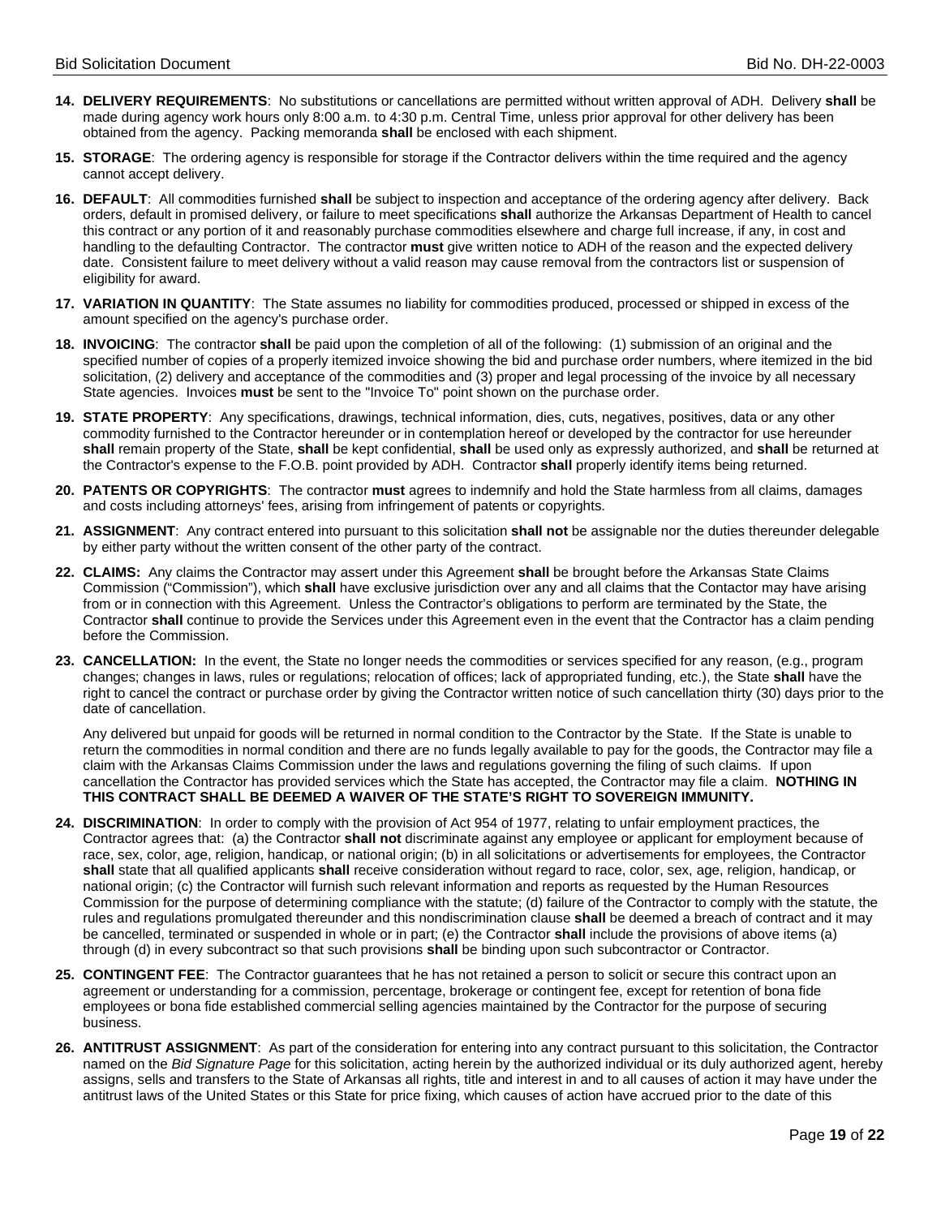14. **DELIVERY REQUIREMENTS**: No substitutions or cancellations are permitted without written approval of ADH. Delivery **shall** be made during agency work hours only 8:00 a.m. to 4:30 p.m. Central Time, unless prior approval for other delivery has been obtained from the agency. Packing memoranda **shall** be enclosed with each shipment.

15. **STORAGE**: The ordering agency is responsible for storage if the Contractor delivers within the time required and the agency cannot accept delivery.

16. **DEFAULT**: All commodities furnished **shall** be subject to inspection and acceptance of the ordering agency after delivery. Back orders, default in promised delivery, or failure to meet specifications **shall** authorize the Arkansas Department of Health to cancel this contract or any portion of it and reasonably purchase commodities elsewhere and charge full increase, if any, in cost and handling to the defaulting Contractor. The contractor **must** give written notice to ADH of the reason and the expected delivery date. Consistent failure to meet delivery without a valid reason may cause removal from the contractors list or suspension of eligibility for award.

17. **VARIATION IN QUANTITY**: The State assumes no liability for commodities produced, processed or shipped in excess of the amount specified on the agency's purchase order.

18. **INVOICING**: The contractor **shall** be paid upon the completion of all of the following: (1) submission of an original and the specified number of copies of a properly itemized invoice showing the bid and purchase order numbers, where itemized in the bid solicitation, (2) delivery and acceptance of the commodities and (3) proper and legal processing of the invoice by all necessary State agencies. Invoices **must** be sent to the "Invoice To" point shown on the purchase order.

19. **STATE PROPERTY**: Any specifications, drawings, technical information, dies, cuts, negatives, positives, data or any other commodity furnished to the Contractor hereunder or in contemplation hereof or developed by the contractor for use hereunder **shall** remain property of the State, **shall** be kept confidential, **shall** be used only as expressly authorized, and **shall** be returned at the Contractor's expense to the F.O.B. point provided by ADH. Contractor **shall** properly identify items being returned.

20. **PATENTS OR COPYRIGHTS**: The contractor **must** agrees to indemnify and hold the State harmless from all claims, damages and costs including attorneys' fees, arising from infringement of patents or copyrights.

21. **ASSIGNMENT**: Any contract entered into pursuant to this solicitation **shall not** be assignable nor the duties thereunder delegable by either party without the written consent of the other party of the contract.

22. **CLAIMS:** Any claims the Contractor may assert under this Agreement **shall** be brought before the Arkansas State Claims Commission ("Commission"), which **shall** have exclusive jurisdiction over any and all claims that the Contactor may have arising from or in connection with this Agreement. Unless the Contractor's obligations to perform are terminated by the State, the Contractor **shall** continue to provide the Services under this Agreement even in the event that the Contractor has a claim pending before the Commission.

23. **CANCELLATION:** In the event, the State no longer needs the commodities or services specified for any reason, (e.g., program changes; changes in laws, rules or regulations; relocation of offices; lack of appropriated funding, etc.), the State **shall** have the right to cancel the contract or purchase order by giving the Contractor written notice of such cancellation thirty (30) days prior to the date of cancellation.

    Any delivered but unpaid for goods will be returned in normal condition to the Contractor by the State. If the State is unable to return the commodities in normal condition and there are no funds legally available to pay for the goods, the Contractor may file a claim with the Arkansas Claims Commission under the laws and regulations governing the filing of such claims. If upon cancellation the Contractor has provided services which the State has accepted, the Contractor may file a claim. **NOTHING IN THIS CONTRACT SHALL BE DEEMED A WAIVER OF THE STATE'S RIGHT TO SOVEREIGN IMMUNITY.**

24. **DISCRIMINATION**: In order to comply with the provision of Act 954 of 1977, relating to unfair employment practices, the Contractor agrees that: (a) the Contractor **shall not** discriminate against any employee or applicant for employment because of race, sex, color, age, religion, handicap, or national origin; (b) in all solicitations or advertisements for employees, the Contractor **shall** state that all qualified applicants **shall** receive consideration without regard to race, color, sex, age, religion, handicap, or national origin; (c) the Contractor will furnish such relevant information and reports as requested by the Human Resources Commission for the purpose of determining compliance with the statute; (d) failure of the Contractor to comply with the statute, the rules and regulations promulgated thereunder and this nondiscrimination clause **shall** be deemed a breach of contract and it may be cancelled, terminated or suspended in whole or in part; (e) the Contractor **shall** include the provisions of above items (a) through (d) in every subcontract so that such provisions **shall** be binding upon such subcontractor or Contractor.

25. **CONTINGENT FEE**: The Contractor guarantees that he has not retained a person to solicit or secure this contract upon an agreement or understanding for a commission, percentage, brokerage or contingent fee, except for retention of bona fide employees or bona fide established commercial selling agencies maintained by the Contractor for the purpose of securing business.

26. **ANTITRUST ASSIGNMENT**: As part of the consideration for entering into any contract pursuant to this solicitation, the Contractor named on the *Bid Signature Page* for this solicitation, acting herein by the authorized individual or its duly authorized agent, hereby assigns, sells and transfers to the State of Arkansas all rights, title and interest in and to all causes of action it may have under the antitrust laws of the United States or this State for price fixing, which causes of action have accrued prior to the date of this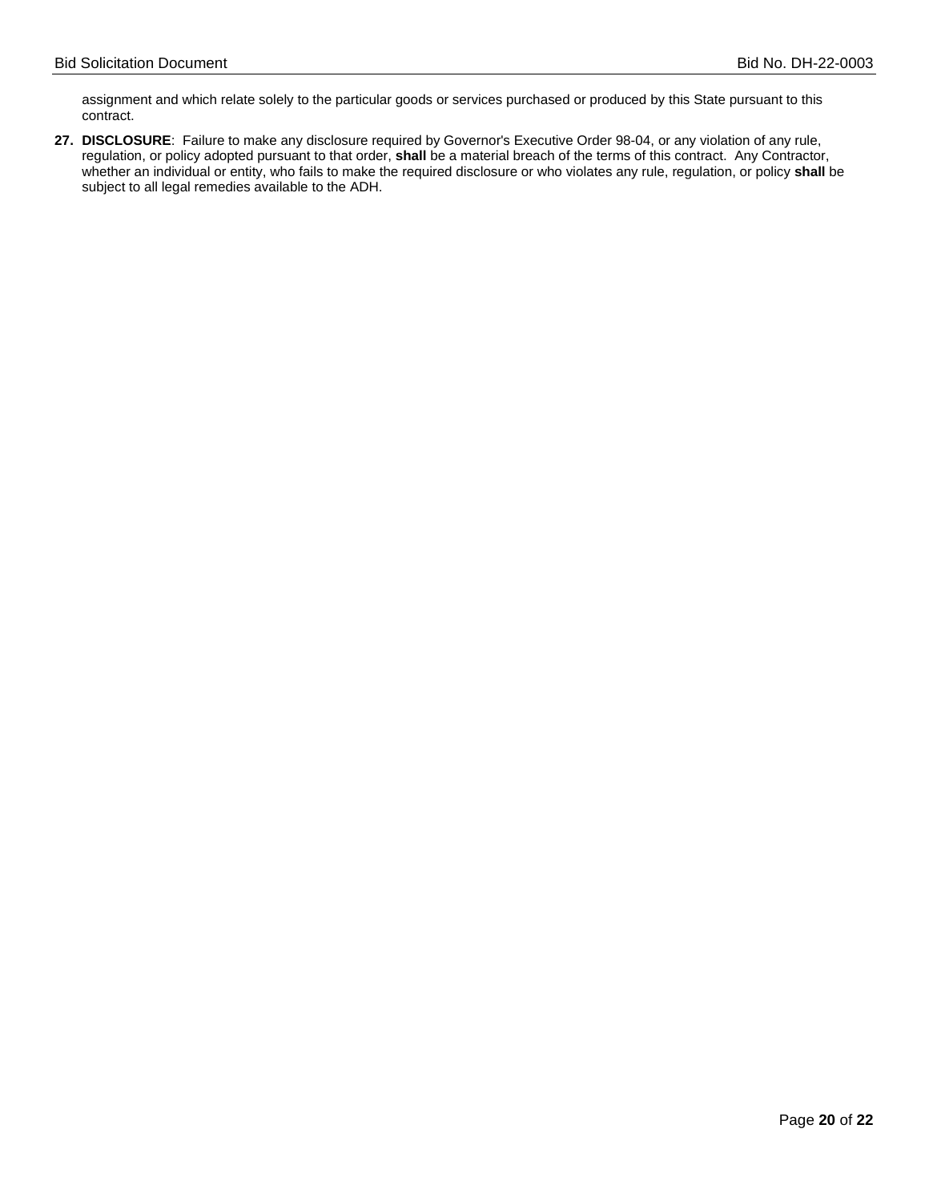assignment and which relate solely to the particular goods or services purchased or produced by this State pursuant to this contract.

27. **DISCLOSURE**: Failure to make any disclosure required by Governor's Executive Order 98-04, or any violation of any rule, regulation, or policy adopted pursuant to that order, **shall** be a material breach of the terms of this contract. Any Contractor, whether an individual or entity, who fails to make the required disclosure or who violates any rule, regulation, or policy **shall** be subject to all legal remedies available to the ADH.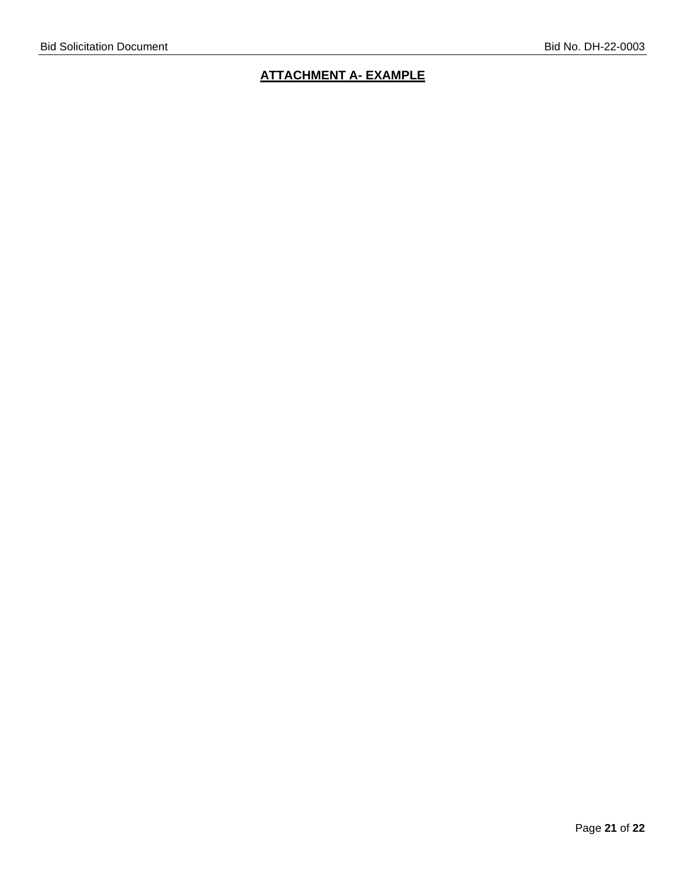## ATTACHMENT A- EXAMPLE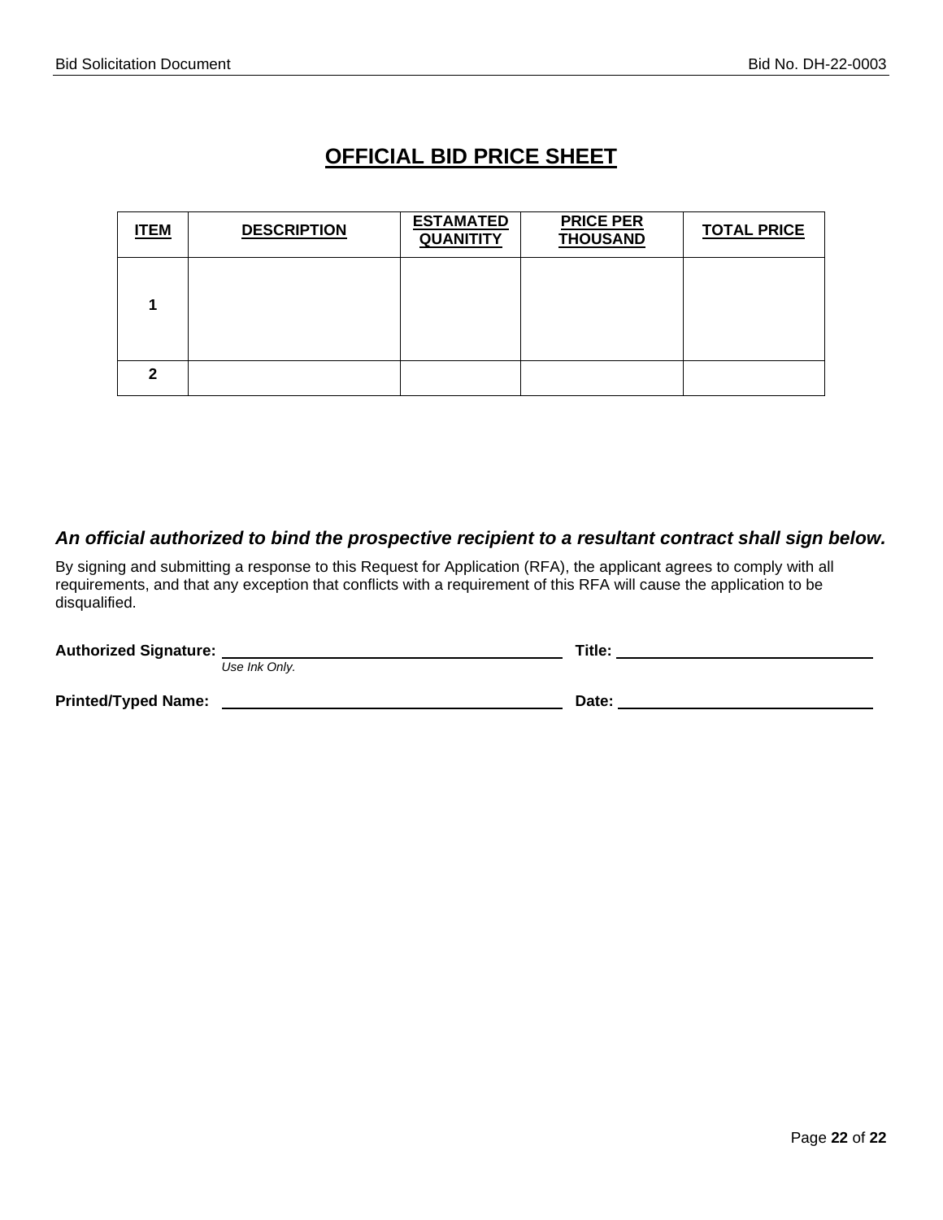# OFFICIAL BID PRICE SHEET

| ITEM | DESCRIPTION | ESTAMATED QUANITITY | PRICE PER THOUSAND | TOTAL PRICE |
|---|---|---|---|---|
| 1 | | | | |
| 2 | | | | |

***An official authorized to bind the prospective recipient to a resultant contract shall sign below.***

By signing and submitting a response to this Request for Application (RFA), the applicant agrees to comply with all requirements, and that any exception that conflicts with a requirement of this RFA will cause the application to be disqualified.

**Authorized Signature:** ______________________________ **Title:** ______________________________
*Use Ink Only.*

**Printed/Typed Name:** ______________________________ **Date:** ______________________________